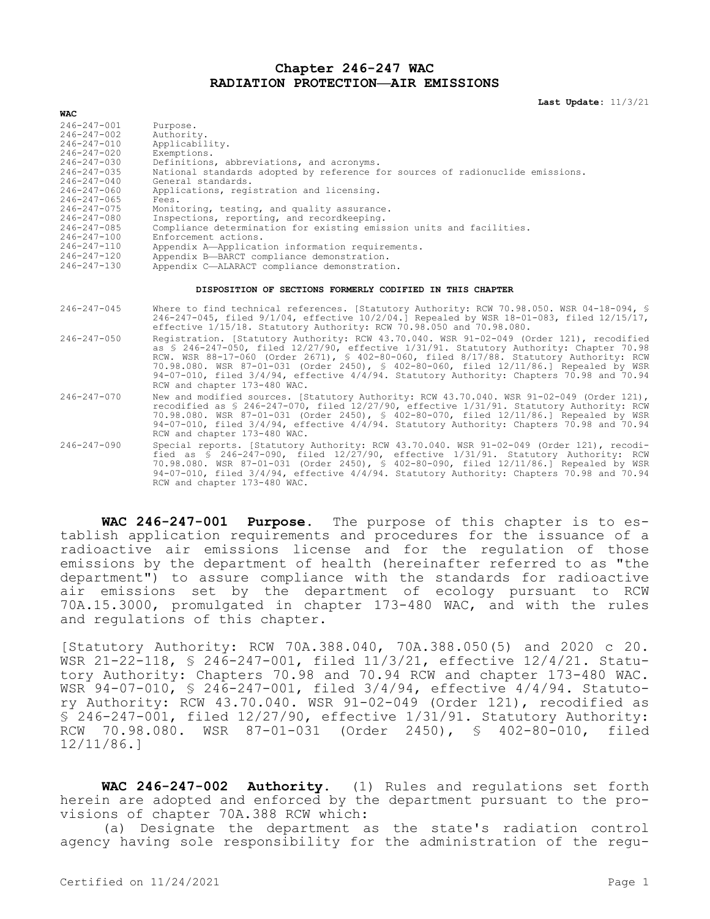# Chapter 246-247 WAC
## RADIATION PROTECTION—AIR EMISSIONS

**Last Update:** 11/3/21

| WAC | |
|---|---|
| 246-247-001 | Purpose. |
| 246-247-002 | Authority. |
| 246-247-010 | Applicability. |
| 246-247-020 | Exemptions. |
| 246-247-030 | Definitions, abbreviations, and acronyms. |
| 246-247-035 | National standards adopted by reference for sources of radionuclide emissions. |
| 246-247-040 | General standards. |
| 246-247-060 | Applications, registration and licensing. |
| 246-247-065 | Fees. |
| 246-247-075 | Monitoring, testing, and quality assurance. |
| 246-247-080 | Inspections, reporting, and recordkeeping. |
| 246-247-085 | Compliance determination for existing emission units and facilities. |
| 246-247-100 | Enforcement actions. |
| 246-247-110 | Appendix A—Application information requirements. |
| 246-247-120 | Appendix B—BARCT compliance demonstration. |
| 246-247-130 | Appendix C—ALARACT compliance demonstration. |

**DISPOSITION OF SECTIONS FORMERLY CODIFIED IN THIS CHAPTER**

| | |
|---|---|
| 246-247-045 | Where to find technical references. [Statutory Authority: RCW 70.98.050. WSR 04-18-094, § 246-247-045, filed 9/1/04, effective 10/2/04.] Repealed by WSR 18-01-083, filed 12/15/17, effective 1/15/18. Statutory Authority: RCW 70.98.050 and 70.98.080. |
| 246-247-050 | Registration. [Statutory Authority: RCW 43.70.040. WSR 91-02-049 (Order 121), recodified as § 246-247-050, filed 12/27/90, effective 1/31/91. Statutory Authority: Chapter 70.98 RCW. WSR 88-17-060 (Order 2671), § 402-80-060, filed 8/17/88. Statutory Authority: RCW 70.98.080. WSR 87-01-031 (Order 2450), § 402-80-060, filed 12/11/86.] Repealed by WSR 94-07-010, filed 3/4/94, effective 4/4/94. Statutory Authority: Chapters 70.98 and 70.94 RCW and chapter 173-480 WAC. |
| 246-247-070 | New and modified sources. [Statutory Authority: RCW 43.70.040. WSR 91-02-049 (Order 121), recodified as § 246-247-070, filed 12/27/90, effective 1/31/91. Statutory Authority: RCW 70.98.080. WSR 87-01-031 (Order 2450), § 402-80-070, filed 12/11/86.] Repealed by WSR 94-07-010, filed 3/4/94, effective 4/4/94. Statutory Authority: Chapters 70.98 and 70.94 RCW and chapter 173-480 WAC. |
| 246-247-090 | Special reports. [Statutory Authority: RCW 43.70.040. WSR 91-02-049 (Order 121), recodified as § 246-247-090, filed 12/27/90, effective 1/31/91. Statutory Authority: RCW 70.98.080. WSR 87-01-031 (Order 2450), § 402-80-090, filed 12/11/86.] Repealed by WSR 94-07-010, filed 3/4/94, effective 4/4/94. Statutory Authority: Chapters 70.98 and 70.94 RCW and chapter 173-480 WAC. |

**WAC 246-247-001 Purpose.** The purpose of this chapter is to establish application requirements and procedures for the issuance of a radioactive air emissions license and for the regulation of those emissions by the department of health (hereinafter referred to as "the department") to assure compliance with the standards for radioactive air emissions set by the department of ecology pursuant to RCW 70A.15.3000, promulgated in chapter 173-480 WAC, and with the rules and regulations of this chapter.

[Statutory Authority: RCW 70A.388.040, 70A.388.050(5) and 2020 c 20. WSR 21-22-118, § 246-247-001, filed 11/3/21, effective 12/4/21. Statutory Authority: Chapters 70.98 and 70.94 RCW and chapter 173-480 WAC. WSR 94-07-010, § 246-247-001, filed 3/4/94, effective 4/4/94. Statutory Authority: RCW 43.70.040. WSR 91-02-049 (Order 121), recodified as § 246-247-001, filed 12/27/90, effective 1/31/91. Statutory Authority: RCW 70.98.080. WSR 87-01-031 (Order 2450), § 402-80-010, filed 12/11/86.]

**WAC 246-247-002 Authority.** (1) Rules and regulations set forth herein are adopted and enforced by the department pursuant to the provisions of chapter 70A.388 RCW which:

(a) Designate the department as the state's radiation control agency having sole responsibility for the administration of the regu-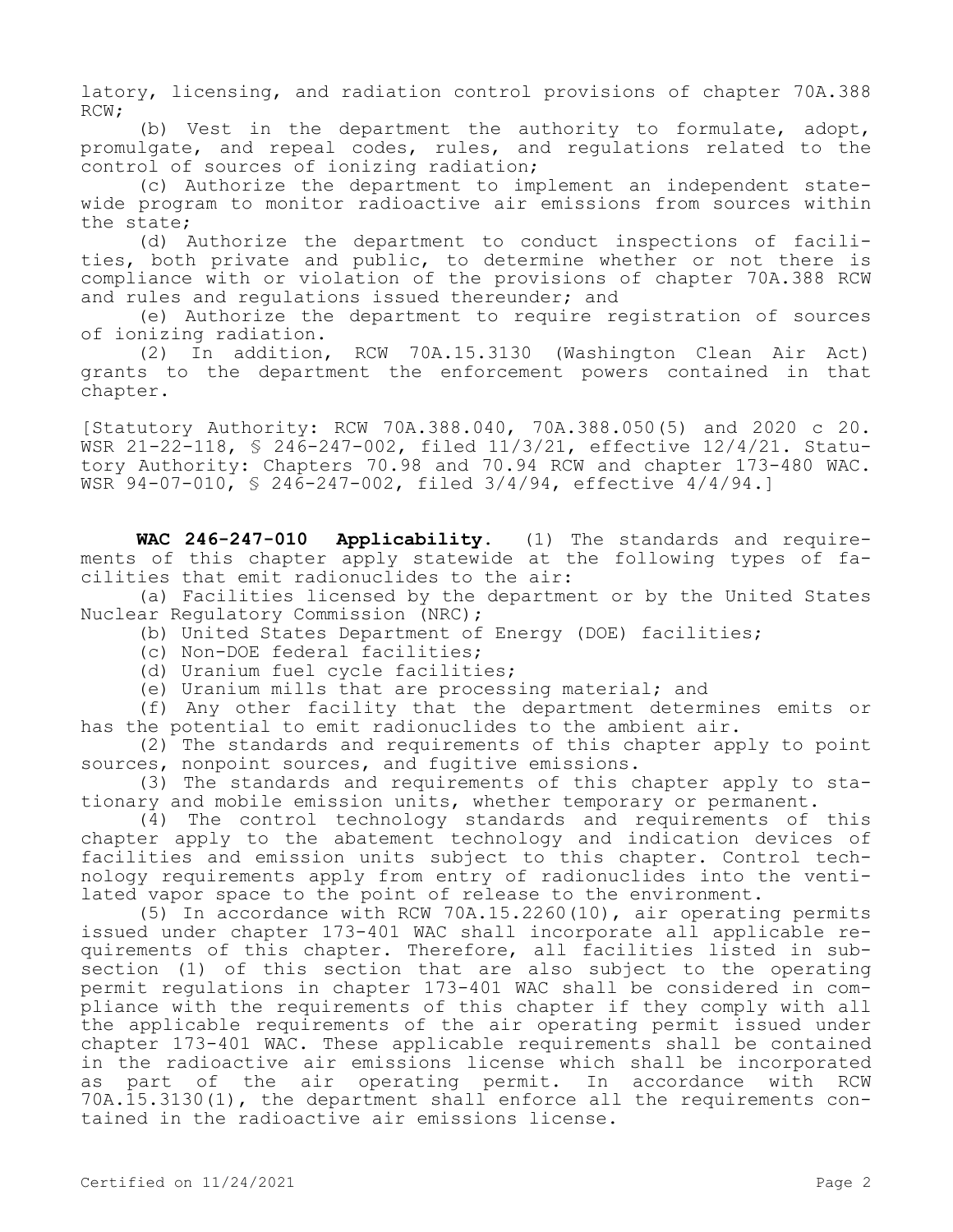latory, licensing, and radiation control provisions of chapter 70A.388 RCW;

(b) Vest in the department the authority to formulate, adopt, promulgate, and repeal codes, rules, and regulations related to the control of sources of ionizing radiation;

(c) Authorize the department to implement an independent statewide program to monitor radioactive air emissions from sources within the state;

(d) Authorize the department to conduct inspections of facilities, both private and public, to determine whether or not there is compliance with or violation of the provisions of chapter 70A.388 RCW and rules and regulations issued thereunder; and

(e) Authorize the department to require registration of sources of ionizing radiation.

(2) In addition, RCW 70A.15.3130 (Washington Clean Air Act) grants to the department the enforcement powers contained in that chapter.

[Statutory Authority: RCW 70A.388.040, 70A.388.050(5) and 2020 c 20. WSR 21-22-118, § 246-247-002, filed 11/3/21, effective 12/4/21. Statutory Authority: Chapters 70.98 and 70.94 RCW and chapter 173-480 WAC. WSR 94-07-010, § 246-247-002, filed 3/4/94, effective 4/4/94.]

**WAC 246-247-010 Applicability.** (1) The standards and requirements of this chapter apply statewide at the following types of facilities that emit radionuclides to the air:

(a) Facilities licensed by the department or by the United States Nuclear Regulatory Commission (NRC);

(b) United States Department of Energy (DOE) facilities;

(c) Non-DOE federal facilities;

(d) Uranium fuel cycle facilities;

(e) Uranium mills that are processing material; and

(f) Any other facility that the department determines emits or has the potential to emit radionuclides to the ambient air.

(2) The standards and requirements of this chapter apply to point sources, nonpoint sources, and fugitive emissions.

(3) The standards and requirements of this chapter apply to stationary and mobile emission units, whether temporary or permanent.

(4) The control technology standards and requirements of this chapter apply to the abatement technology and indication devices of facilities and emission units subject to this chapter. Control technology requirements apply from entry of radionuclides into the ventilated vapor space to the point of release to the environment.

(5) In accordance with RCW 70A.15.2260(10), air operating permits issued under chapter 173-401 WAC shall incorporate all applicable requirements of this chapter. Therefore, all facilities listed in subsection (1) of this section that are also subject to the operating permit regulations in chapter 173-401 WAC shall be considered in compliance with the requirements of this chapter if they comply with all the applicable requirements of the air operating permit issued under chapter 173-401 WAC. These applicable requirements shall be contained in the radioactive air emissions license which shall be incorporated as part of the air operating permit. In accordance with RCW 70A.15.3130(1), the department shall enforce all the requirements contained in the radioactive air emissions license.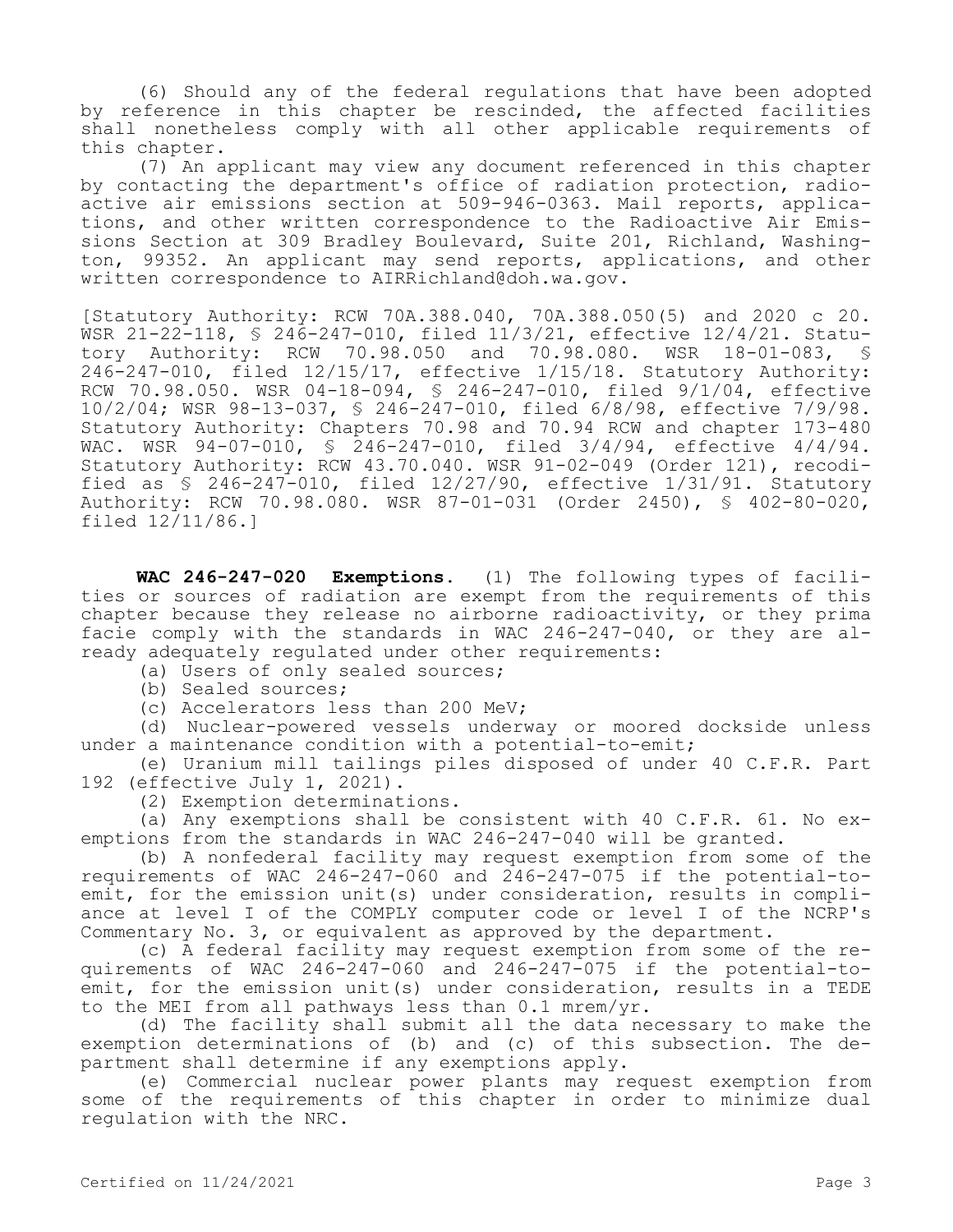(6) Should any of the federal regulations that have been adopted by reference in this chapter be rescinded, the affected facilities shall nonetheless comply with all other applicable requirements of this chapter.

(7) An applicant may view any document referenced in this chapter by contacting the department's office of radiation protection, radioactive air emissions section at 509-946-0363. Mail reports, applications, and other written correspondence to the Radioactive Air Emissions Section at 309 Bradley Boulevard, Suite 201, Richland, Washington, 99352. An applicant may send reports, applications, and other written correspondence to AIRRichland@doh.wa.gov.

[Statutory Authority: RCW 70A.388.040, 70A.388.050(5) and 2020 c 20. WSR 21-22-118, § 246-247-010, filed 11/3/21, effective 12/4/21. Statutory Authority: RCW 70.98.050 and 70.98.080. WSR 18-01-083, § 246-247-010, filed 12/15/17, effective 1/15/18. Statutory Authority: RCW 70.98.050. WSR 04-18-094, § 246-247-010, filed 9/1/04, effective 10/2/04; WSR 98-13-037, § 246-247-010, filed 6/8/98, effective 7/9/98. Statutory Authority: Chapters 70.98 and 70.94 RCW and chapter 173-480 WAC. WSR 94-07-010, § 246-247-010, filed 3/4/94, effective 4/4/94. Statutory Authority: RCW 43.70.040. WSR 91-02-049 (Order 121), recodified as § 246-247-010, filed 12/27/90, effective 1/31/91. Statutory Authority: RCW 70.98.080. WSR 87-01-031 (Order 2450), § 402-80-020, filed 12/11/86.]

**WAC 246-247-020 Exemptions.** (1) The following types of facilities or sources of radiation are exempt from the requirements of this chapter because they release no airborne radioactivity, or they prima facie comply with the standards in WAC 246-247-040, or they are already adequately regulated under other requirements:

(a) Users of only sealed sources;

(b) Sealed sources;

(c) Accelerators less than 200 MeV;

(d) Nuclear-powered vessels underway or moored dockside unless under a maintenance condition with a potential-to-emit;

(e) Uranium mill tailings piles disposed of under 40 C.F.R. Part 192 (effective July 1, 2021).

(2) Exemption determinations.

(a) Any exemptions shall be consistent with 40 C.F.R. 61. No exemptions from the standards in WAC 246-247-040 will be granted.

(b) A nonfederal facility may request exemption from some of the requirements of WAC 246-247-060 and 246-247-075 if the potential-to-emit, for the emission unit(s) under consideration, results in compliance at level I of the COMPLY computer code or level I of the NCRP's Commentary No. 3, or equivalent as approved by the department.

(c) A federal facility may request exemption from some of the requirements of WAC 246-247-060 and 246-247-075 if the potential-to-emit, for the emission unit(s) under consideration, results in a TEDE to the MEI from all pathways less than 0.1 mrem/yr.

(d) The facility shall submit all the data necessary to make the exemption determinations of (b) and (c) of this subsection. The department shall determine if any exemptions apply.

(e) Commercial nuclear power plants may request exemption from some of the requirements of this chapter in order to minimize dual regulation with the NRC.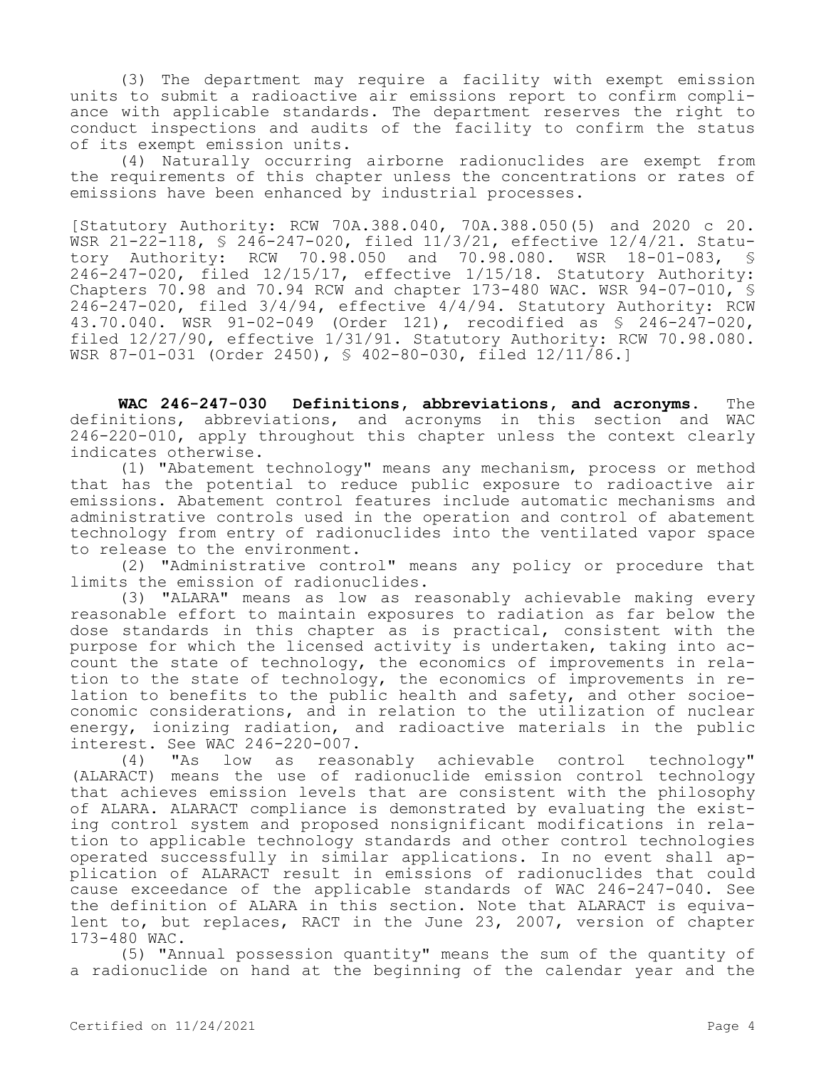(3) The department may require a facility with exempt emission units to submit a radioactive air emissions report to confirm compliance with applicable standards. The department reserves the right to conduct inspections and audits of the facility to confirm the status of its exempt emission units.

(4) Naturally occurring airborne radionuclides are exempt from the requirements of this chapter unless the concentrations or rates of emissions have been enhanced by industrial processes.

[Statutory Authority: RCW 70A.388.040, 70A.388.050(5) and 2020 c 20. WSR 21-22-118, § 246-247-020, filed 11/3/21, effective 12/4/21. Statutory Authority: RCW 70.98.050 and 70.98.080. WSR 18-01-083, § 246-247-020, filed 12/15/17, effective 1/15/18. Statutory Authority: Chapters 70.98 and 70.94 RCW and chapter 173-480 WAC. WSR 94-07-010, § 246-247-020, filed 3/4/94, effective 4/4/94. Statutory Authority: RCW 43.70.040. WSR 91-02-049 (Order 121), recodified as § 246-247-020, filed 12/27/90, effective 1/31/91. Statutory Authority: RCW 70.98.080. WSR 87-01-031 (Order 2450), § 402-80-030, filed 12/11/86.]

**WAC 246-247-030 Definitions, abbreviations, and acronyms.** The definitions, abbreviations, and acronyms in this section and WAC 246-220-010, apply throughout this chapter unless the context clearly indicates otherwise.

(1) "Abatement technology" means any mechanism, process or method that has the potential to reduce public exposure to radioactive air emissions. Abatement control features include automatic mechanisms and administrative controls used in the operation and control of abatement technology from entry of radionuclides into the ventilated vapor space to release to the environment.

(2) "Administrative control" means any policy or procedure that limits the emission of radionuclides.

(3) "ALARA" means as low as reasonably achievable making every reasonable effort to maintain exposures to radiation as far below the dose standards in this chapter as is practical, consistent with the purpose for which the licensed activity is undertaken, taking into account the state of technology, the economics of improvements in relation to the state of technology, the economics of improvements in relation to benefits to the public health and safety, and other socioeconomic considerations, and in relation to the utilization of nuclear energy, ionizing radiation, and radioactive materials in the public interest. See WAC 246-220-007.

(4) "As low as reasonably achievable control technology" (ALARACT) means the use of radionuclide emission control technology that achieves emission levels that are consistent with the philosophy of ALARA. ALARACT compliance is demonstrated by evaluating the existing control system and proposed nonsignificant modifications in relation to applicable technology standards and other control technologies operated successfully in similar applications. In no event shall application of ALARACT result in emissions of radionuclides that could cause exceedance of the applicable standards of WAC 246-247-040. See the definition of ALARA in this section. Note that ALARACT is equivalent to, but replaces, RACT in the June 23, 2007, version of chapter 173-480 WAC.

(5) "Annual possession quantity" means the sum of the quantity of a radionuclide on hand at the beginning of the calendar year and the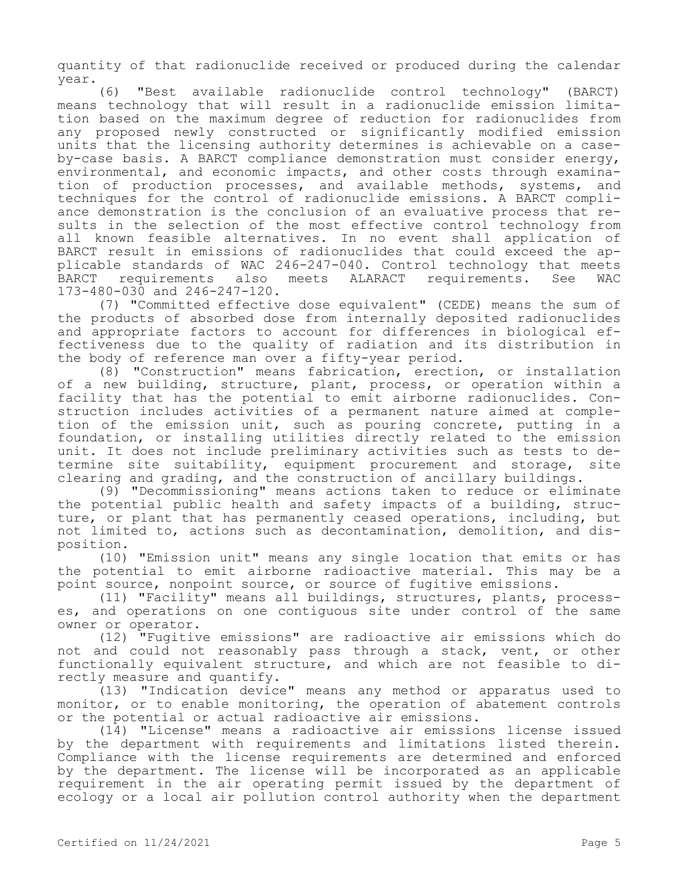quantity of that radionuclide received or produced during the calendar year.

(6) "Best available radionuclide control technology" (BARCT) means technology that will result in a radionuclide emission limitation based on the maximum degree of reduction for radionuclides from any proposed newly constructed or significantly modified emission units that the licensing authority determines is achievable on a case-by-case basis. A BARCT compliance demonstration must consider energy, environmental, and economic impacts, and other costs through examination of production processes, and available methods, systems, and techniques for the control of radionuclide emissions. A BARCT compliance demonstration is the conclusion of an evaluative process that results in the selection of the most effective control technology from all known feasible alternatives. In no event shall application of BARCT result in emissions of radionuclides that could exceed the applicable standards of WAC 246-247-040. Control technology that meets BARCT requirements also meets ALARACT requirements. See WAC 173-480-030 and 246-247-120.

(7) "Committed effective dose equivalent" (CEDE) means the sum of the products of absorbed dose from internally deposited radionuclides and appropriate factors to account for differences in biological effectiveness due to the quality of radiation and its distribution in the body of reference man over a fifty-year period.

(8) "Construction" means fabrication, erection, or installation of a new building, structure, plant, process, or operation within a facility that has the potential to emit airborne radionuclides. Construction includes activities of a permanent nature aimed at completion of the emission unit, such as pouring concrete, putting in a foundation, or installing utilities directly related to the emission unit. It does not include preliminary activities such as tests to determine site suitability, equipment procurement and storage, site clearing and grading, and the construction of ancillary buildings.

(9) "Decommissioning" means actions taken to reduce or eliminate the potential public health and safety impacts of a building, structure, or plant that has permanently ceased operations, including, but not limited to, actions such as decontamination, demolition, and disposition.

(10) "Emission unit" means any single location that emits or has the potential to emit airborne radioactive material. This may be a point source, nonpoint source, or source of fugitive emissions.

(11) "Facility" means all buildings, structures, plants, processes, and operations on one contiguous site under control of the same owner or operator.

(12) "Fugitive emissions" are radioactive air emissions which do not and could not reasonably pass through a stack, vent, or other functionally equivalent structure, and which are not feasible to directly measure and quantify.

(13) "Indication device" means any method or apparatus used to monitor, or to enable monitoring, the operation of abatement controls or the potential or actual radioactive air emissions.

(14) "License" means a radioactive air emissions license issued by the department with requirements and limitations listed therein. Compliance with the license requirements are determined and enforced by the department. The license will be incorporated as an applicable requirement in the air operating permit issued by the department of ecology or a local air pollution control authority when the department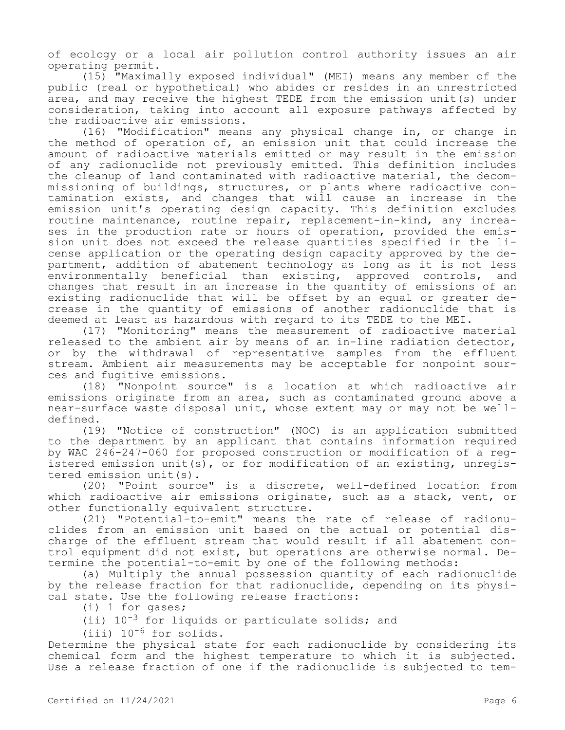of ecology or a local air pollution control authority issues an air operating permit.

(15) "Maximally exposed individual" (MEI) means any member of the public (real or hypothetical) who abides or resides in an unrestricted area, and may receive the highest TEDE from the emission unit(s) under consideration, taking into account all exposure pathways affected by the radioactive air emissions.

(16) "Modification" means any physical change in, or change in the method of operation of, an emission unit that could increase the amount of radioactive materials emitted or may result in the emission of any radionuclide not previously emitted. This definition includes the cleanup of land contaminated with radioactive material, the decommissioning of buildings, structures, or plants where radioactive contamination exists, and changes that will cause an increase in the emission unit's operating design capacity. This definition excludes routine maintenance, routine repair, replacement-in-kind, any increases in the production rate or hours of operation, provided the emission unit does not exceed the release quantities specified in the license application or the operating design capacity approved by the department, addition of abatement technology as long as it is not less environmentally beneficial than existing, approved controls, and changes that result in an increase in the quantity of emissions of an existing radionuclide that will be offset by an equal or greater decrease in the quantity of emissions of another radionuclide that is deemed at least as hazardous with regard to its TEDE to the MEI.

(17) "Monitoring" means the measurement of radioactive material released to the ambient air by means of an in-line radiation detector, or by the withdrawal of representative samples from the effluent stream. Ambient air measurements may be acceptable for nonpoint sources and fugitive emissions.

(18) "Nonpoint source" is a location at which radioactive air emissions originate from an area, such as contaminated ground above a near-surface waste disposal unit, whose extent may or may not be well-defined.

(19) "Notice of construction" (NOC) is an application submitted to the department by an applicant that contains information required by WAC 246-247-060 for proposed construction or modification of a registered emission unit(s), or for modification of an existing, unregistered emission unit(s).

(20) "Point source" is a discrete, well-defined location from which radioactive air emissions originate, such as a stack, vent, or other functionally equivalent structure.

(21) "Potential-to-emit" means the rate of release of radionuclides from an emission unit based on the actual or potential discharge of the effluent stream that would result if all abatement control equipment did not exist, but operations are otherwise normal. Determine the potential-to-emit by one of the following methods:

(a) Multiply the annual possession quantity of each radionuclide by the release fraction for that radionuclide, depending on its physical state. Use the following release fractions:

(i) 1 for gases;

(ii) $10^{-3}$ for liquids or particulate solids; and

(iii) $10^{-6}$ for solids.

Determine the physical state for each radionuclide by considering its chemical form and the highest temperature to which it is subjected. Use a release fraction of one if the radionuclide is subjected to tem-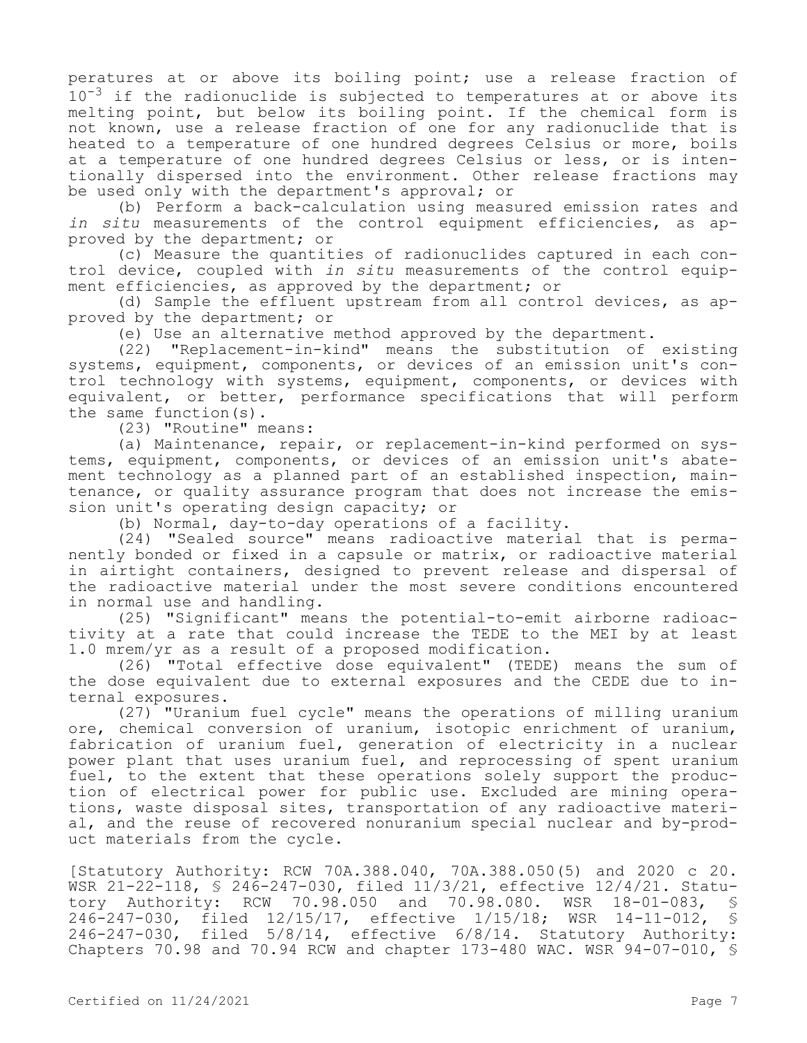peratures at or above its boiling point; use a release fraction of $10^{-3}$ if the radionuclide is subjected to temperatures at or above its melting point, but below its boiling point. If the chemical form is not known, use a release fraction of one for any radionuclide that is heated to a temperature of one hundred degrees Celsius or more, boils at a temperature of one hundred degrees Celsius or less, or is intentionally dispersed into the environment. Other release fractions may be used only with the department's approval; or

(b) Perform a back-calculation using measured emission rates and *in situ* measurements of the control equipment efficiencies, as approved by the department; or

(c) Measure the quantities of radionuclides captured in each control device, coupled with *in situ* measurements of the control equipment efficiencies, as approved by the department; or

(d) Sample the effluent upstream from all control devices, as approved by the department; or

(e) Use an alternative method approved by the department.

(22) "Replacement-in-kind" means the substitution of existing systems, equipment, components, or devices of an emission unit's control technology with systems, equipment, components, or devices with equivalent, or better, performance specifications that will perform the same function(s).

(23) "Routine" means:

(a) Maintenance, repair, or replacement-in-kind performed on systems, equipment, components, or devices of an emission unit's abatement technology as a planned part of an established inspection, maintenance, or quality assurance program that does not increase the emission unit's operating design capacity; or

(b) Normal, day-to-day operations of a facility.

(24) "Sealed source" means radioactive material that is permanently bonded or fixed in a capsule or matrix, or radioactive material in airtight containers, designed to prevent release and dispersal of the radioactive material under the most severe conditions encountered in normal use and handling.

(25) "Significant" means the potential-to-emit airborne radioactivity at a rate that could increase the TEDE to the MEI by at least 1.0 mrem/yr as a result of a proposed modification.

(26) "Total effective dose equivalent" (TEDE) means the sum of the dose equivalent due to external exposures and the CEDE due to internal exposures.

(27) "Uranium fuel cycle" means the operations of milling uranium ore, chemical conversion of uranium, isotopic enrichment of uranium, fabrication of uranium fuel, generation of electricity in a nuclear power plant that uses uranium fuel, and reprocessing of spent uranium fuel, to the extent that these operations solely support the production of electrical power for public use. Excluded are mining operations, waste disposal sites, transportation of any radioactive material, and the reuse of recovered nonuranium special nuclear and by-product materials from the cycle.

[Statutory Authority: RCW 70A.388.040, 70A.388.050(5) and 2020 c 20. WSR 21-22-118, § 246-247-030, filed 11/3/21, effective 12/4/21. Statutory Authority: RCW 70.98.050 and 70.98.080. WSR 18-01-083, § 246-247-030, filed 12/15/17, effective 1/15/18; WSR 14-11-012, § 246-247-030, filed 5/8/14, effective 6/8/14. Statutory Authority: Chapters 70.98 and 70.94 RCW and chapter 173-480 WAC. WSR 94-07-010, §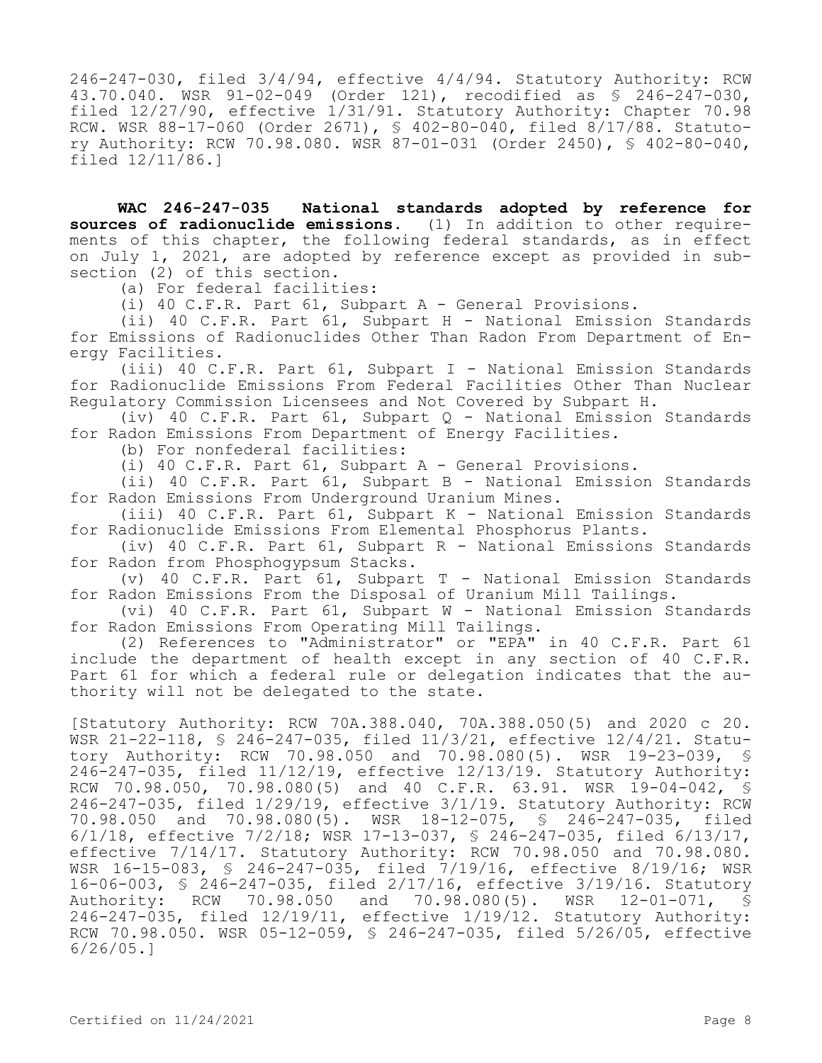246-247-030, filed 3/4/94, effective 4/4/94. Statutory Authority: RCW 43.70.040. WSR 91-02-049 (Order 121), recodified as § 246-247-030, filed 12/27/90, effective 1/31/91. Statutory Authority: Chapter 70.98 RCW. WSR 88-17-060 (Order 2671), § 402-80-040, filed 8/17/88. Statutory Authority: RCW 70.98.080. WSR 87-01-031 (Order 2450), § 402-80-040, filed 12/11/86.]

**WAC 246-247-035 National standards adopted by reference for sources of radionuclide emissions.** (1) In addition to other requirements of this chapter, the following federal standards, as in effect on July 1, 2021, are adopted by reference except as provided in subsection (2) of this section.

(a) For federal facilities:

(i) 40 C.F.R. Part 61, Subpart A - General Provisions.

(ii) 40 C.F.R. Part 61, Subpart H - National Emission Standards for Emissions of Radionuclides Other Than Radon From Department of Energy Facilities.

(iii) 40 C.F.R. Part 61, Subpart I - National Emission Standards for Radionuclide Emissions From Federal Facilities Other Than Nuclear Regulatory Commission Licensees and Not Covered by Subpart H.

(iv) 40 C.F.R. Part 61, Subpart Q - National Emission Standards for Radon Emissions From Department of Energy Facilities.

(b) For nonfederal facilities:

(i) 40 C.F.R. Part 61, Subpart A - General Provisions.

(ii) 40 C.F.R. Part 61, Subpart B - National Emission Standards for Radon Emissions From Underground Uranium Mines.

(iii) 40 C.F.R. Part 61, Subpart K - National Emission Standards for Radionuclide Emissions From Elemental Phosphorus Plants.

(iv) 40 C.F.R. Part 61, Subpart R - National Emissions Standards for Radon from Phosphogypsum Stacks.

(v) 40 C.F.R. Part 61, Subpart T - National Emission Standards for Radon Emissions From the Disposal of Uranium Mill Tailings.

(vi) 40 C.F.R. Part 61, Subpart W - National Emission Standards for Radon Emissions From Operating Mill Tailings.

(2) References to "Administrator" or "EPA" in 40 C.F.R. Part 61 include the department of health except in any section of 40 C.F.R. Part 61 for which a federal rule or delegation indicates that the authority will not be delegated to the state.

[Statutory Authority: RCW 70A.388.040, 70A.388.050(5) and 2020 c 20. WSR 21-22-118, § 246-247-035, filed 11/3/21, effective 12/4/21. Statutory Authority: RCW 70.98.050 and 70.98.080(5). WSR 19-23-039, § 246-247-035, filed 11/12/19, effective 12/13/19. Statutory Authority: RCW 70.98.050, 70.98.080(5) and 40 C.F.R. 63.91. WSR 19-04-042, § 246-247-035, filed 1/29/19, effective 3/1/19. Statutory Authority: RCW 70.98.050 and 70.98.080(5). WSR 18-12-075, § 246-247-035, filed 6/1/18, effective 7/2/18; WSR 17-13-037, § 246-247-035, filed 6/13/17, effective 7/14/17. Statutory Authority: RCW 70.98.050 and 70.98.080. WSR 16-15-083, § 246-247-035, filed 7/19/16, effective 8/19/16; WSR 16-06-003, § 246-247-035, filed 2/17/16, effective 3/19/16. Statutory Authority: RCW 70.98.050 and 70.98.080(5). WSR 12-01-071, § 246-247-035, filed 12/19/11, effective 1/19/12. Statutory Authority: RCW 70.98.050. WSR 05-12-059, § 246-247-035, filed 5/26/05, effective 6/26/05.]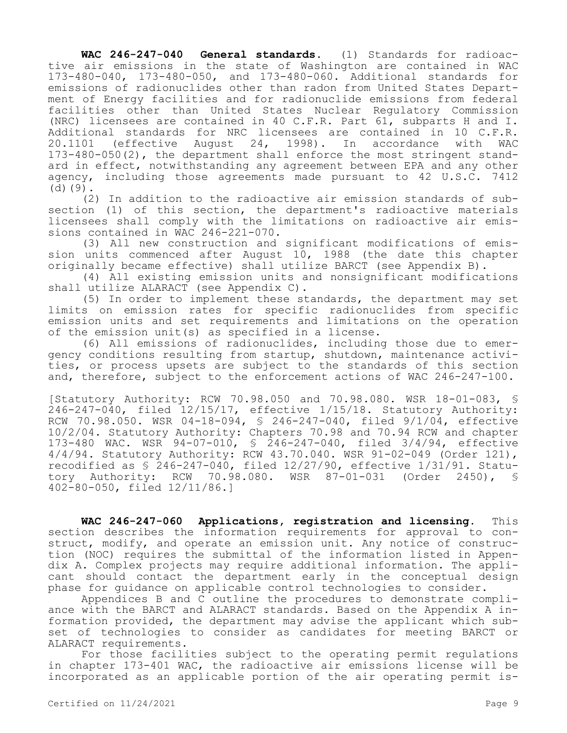**WAC 246-247-040 General standards.** (1) Standards for radioactive air emissions in the state of Washington are contained in WAC 173-480-040, 173-480-050, and 173-480-060. Additional standards for emissions of radionuclides other than radon from United States Department of Energy facilities and for radionuclide emissions from federal facilities other than United States Nuclear Regulatory Commission (NRC) licensees are contained in 40 C.F.R. Part 61, subparts H and I. Additional standards for NRC licensees are contained in 10 C.F.R. 20.1101 (effective August 24, 1998). In accordance with WAC 173-480-050(2), the department shall enforce the most stringent standard in effect, notwithstanding any agreement between EPA and any other agency, including those agreements made pursuant to 42 U.S.C. 7412 (d)(9).

(2) In addition to the radioactive air emission standards of subsection (1) of this section, the department's radioactive materials licensees shall comply with the limitations on radioactive air emissions contained in WAC 246-221-070.

(3) All new construction and significant modifications of emission units commenced after August 10, 1988 (the date this chapter originally became effective) shall utilize BARCT (see Appendix B).

(4) All existing emission units and nonsignificant modifications shall utilize ALARACT (see Appendix C).

(5) In order to implement these standards, the department may set limits on emission rates for specific radionuclides from specific emission units and set requirements and limitations on the operation of the emission unit(s) as specified in a license.

(6) All emissions of radionuclides, including those due to emergency conditions resulting from startup, shutdown, maintenance activities, or process upsets are subject to the standards of this section and, therefore, subject to the enforcement actions of WAC 246-247-100.

[Statutory Authority: RCW 70.98.050 and 70.98.080. WSR 18-01-083, § 246-247-040, filed 12/15/17, effective 1/15/18. Statutory Authority: RCW 70.98.050. WSR 04-18-094, § 246-247-040, filed 9/1/04, effective 10/2/04. Statutory Authority: Chapters 70.98 and 70.94 RCW and chapter 173-480 WAC. WSR 94-07-010, § 246-247-040, filed 3/4/94, effective 4/4/94. Statutory Authority: RCW 43.70.040. WSR 91-02-049 (Order 121), recodified as § 246-247-040, filed 12/27/90, effective 1/31/91. Statutory Authority: RCW 70.98.080. WSR 87-01-031 (Order 2450), § 402-80-050, filed 12/11/86.]

**WAC 246-247-060 Applications, registration and licensing.** This section describes the information requirements for approval to construct, modify, and operate an emission unit. Any notice of construction (NOC) requires the submittal of the information listed in Appendix A. Complex projects may require additional information. The applicant should contact the department early in the conceptual design phase for guidance on applicable control technologies to consider.

Appendices B and C outline the procedures to demonstrate compliance with the BARCT and ALARACT standards. Based on the Appendix A information provided, the department may advise the applicant which subset of technologies to consider as candidates for meeting BARCT or ALARACT requirements.

For those facilities subject to the operating permit regulations in chapter 173-401 WAC, the radioactive air emissions license will be incorporated as an applicable portion of the air operating permit is-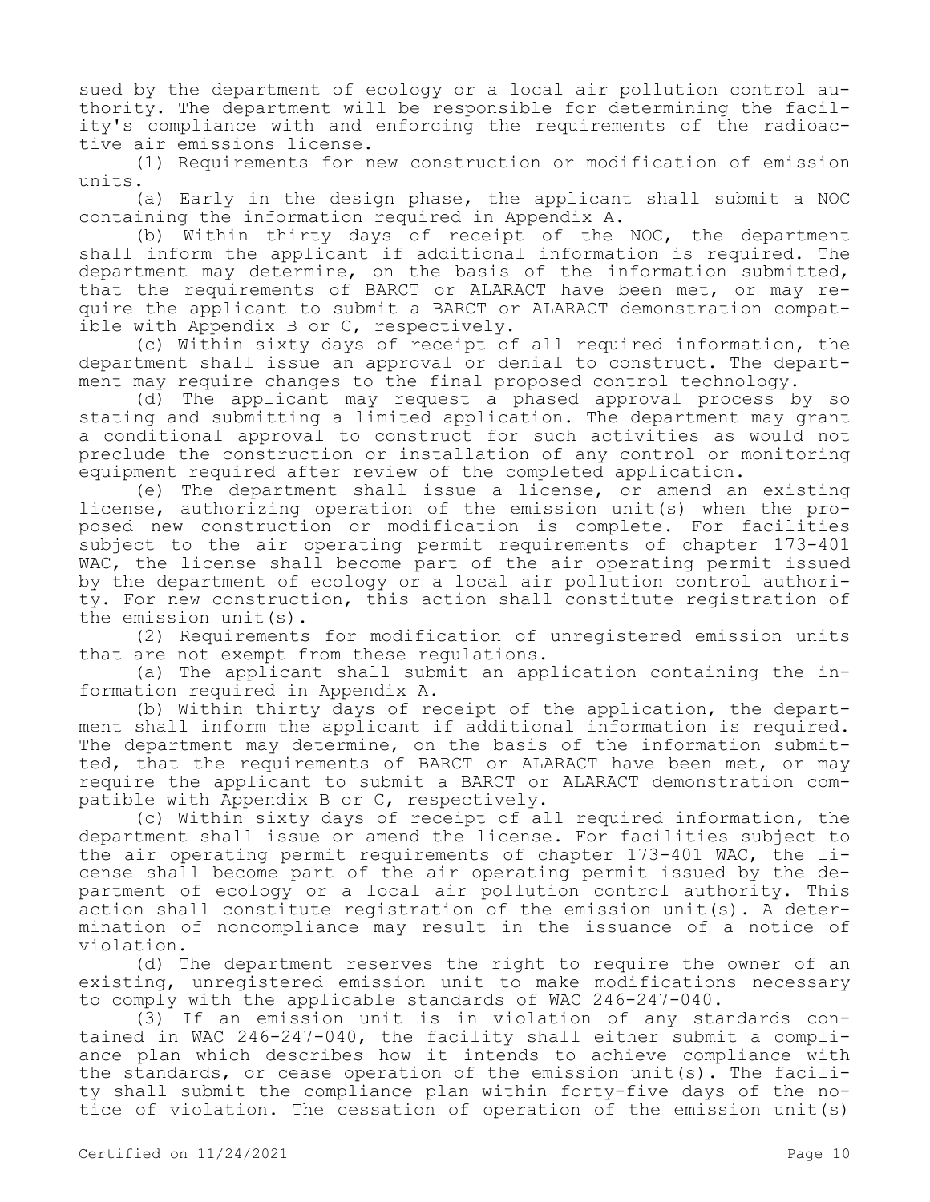sued by the department of ecology or a local air pollution control authority. The department will be responsible for determining the facility's compliance with and enforcing the requirements of the radioactive air emissions license.

(1) Requirements for new construction or modification of emission units.

(a) Early in the design phase, the applicant shall submit a NOC containing the information required in Appendix A.

(b) Within thirty days of receipt of the NOC, the department shall inform the applicant if additional information is required. The department may determine, on the basis of the information submitted, that the requirements of BARCT or ALARACT have been met, or may require the applicant to submit a BARCT or ALARACT demonstration compatible with Appendix B or C, respectively.

(c) Within sixty days of receipt of all required information, the department shall issue an approval or denial to construct. The department may require changes to the final proposed control technology.

(d) The applicant may request a phased approval process by so stating and submitting a limited application. The department may grant a conditional approval to construct for such activities as would not preclude the construction or installation of any control or monitoring equipment required after review of the completed application.

(e) The department shall issue a license, or amend an existing license, authorizing operation of the emission unit(s) when the proposed new construction or modification is complete. For facilities subject to the air operating permit requirements of chapter 173-401 WAC, the license shall become part of the air operating permit issued by the department of ecology or a local air pollution control authority. For new construction, this action shall constitute registration of the emission unit(s).

(2) Requirements for modification of unregistered emission units that are not exempt from these regulations.

(a) The applicant shall submit an application containing the information required in Appendix A.

(b) Within thirty days of receipt of the application, the department shall inform the applicant if additional information is required. The department may determine, on the basis of the information submitted, that the requirements of BARCT or ALARACT have been met, or may require the applicant to submit a BARCT or ALARACT demonstration compatible with Appendix B or C, respectively.

(c) Within sixty days of receipt of all required information, the department shall issue or amend the license. For facilities subject to the air operating permit requirements of chapter 173-401 WAC, the license shall become part of the air operating permit issued by the department of ecology or a local air pollution control authority. This action shall constitute registration of the emission unit(s). A determination of noncompliance may result in the issuance of a notice of violation.

(d) The department reserves the right to require the owner of an existing, unregistered emission unit to make modifications necessary to comply with the applicable standards of WAC 246-247-040.

(3) If an emission unit is in violation of any standards contained in WAC 246-247-040, the facility shall either submit a compliance plan which describes how it intends to achieve compliance with the standards, or cease operation of the emission unit(s). The facility shall submit the compliance plan within forty-five days of the notice of violation. The cessation of operation of the emission unit(s)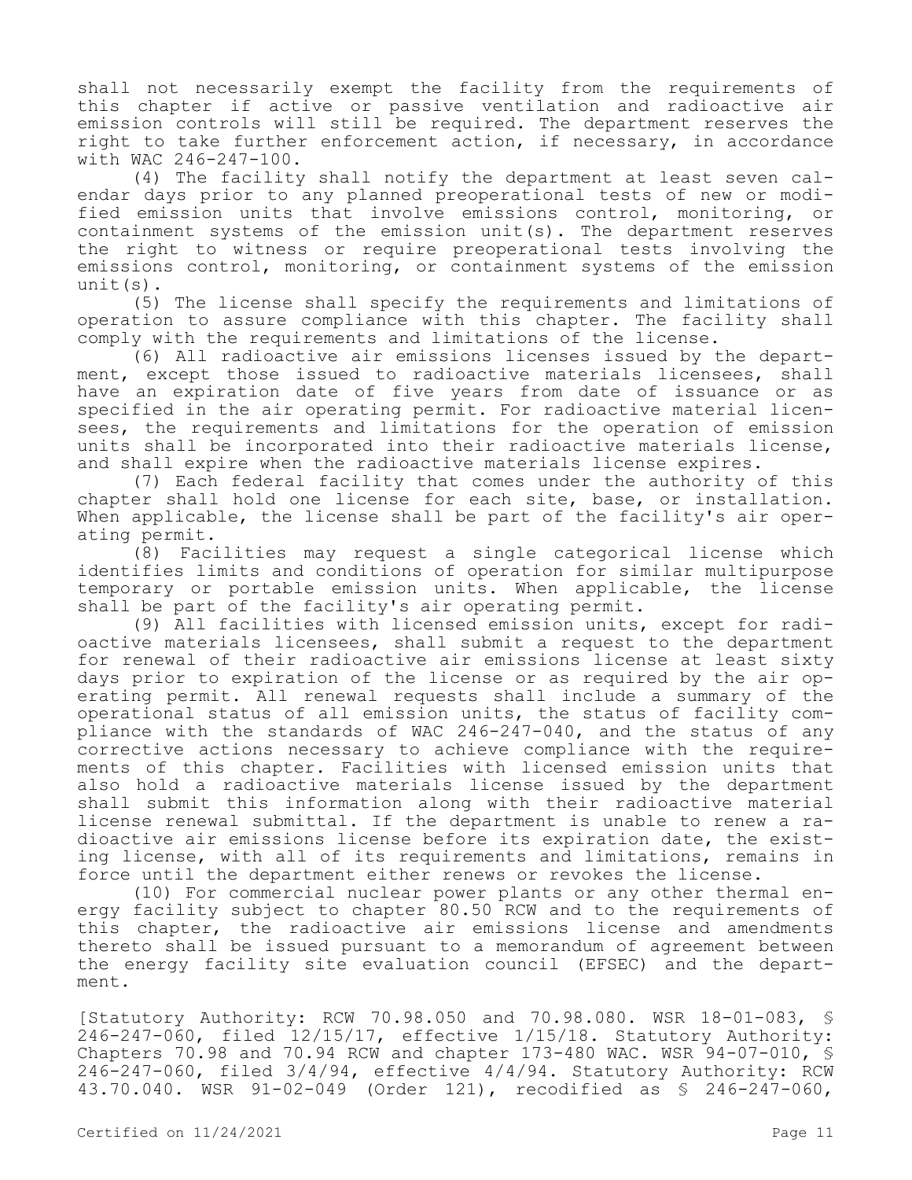shall not necessarily exempt the facility from the requirements of this chapter if active or passive ventilation and radioactive air emission controls will still be required. The department reserves the right to take further enforcement action, if necessary, in accordance with WAC 246-247-100.

(4) The facility shall notify the department at least seven calendar days prior to any planned preoperational tests of new or modified emission units that involve emissions control, monitoring, or containment systems of the emission unit(s). The department reserves the right to witness or require preoperational tests involving the emissions control, monitoring, or containment systems of the emission unit(s).

(5) The license shall specify the requirements and limitations of operation to assure compliance with this chapter. The facility shall comply with the requirements and limitations of the license.

(6) All radioactive air emissions licenses issued by the department, except those issued to radioactive materials licensees, shall have an expiration date of five years from date of issuance or as specified in the air operating permit. For radioactive material licensees, the requirements and limitations for the operation of emission units shall be incorporated into their radioactive materials license, and shall expire when the radioactive materials license expires.

(7) Each federal facility that comes under the authority of this chapter shall hold one license for each site, base, or installation. When applicable, the license shall be part of the facility's air operating permit.

(8) Facilities may request a single categorical license which identifies limits and conditions of operation for similar multipurpose temporary or portable emission units. When applicable, the license shall be part of the facility's air operating permit.

(9) All facilities with licensed emission units, except for radioactive materials licensees, shall submit a request to the department for renewal of their radioactive air emissions license at least sixty days prior to expiration of the license or as required by the air operating permit. All renewal requests shall include a summary of the operational status of all emission units, the status of facility compliance with the standards of WAC 246-247-040, and the status of any corrective actions necessary to achieve compliance with the requirements of this chapter. Facilities with licensed emission units that also hold a radioactive materials license issued by the department shall submit this information along with their radioactive material license renewal submittal. If the department is unable to renew a radioactive air emissions license before its expiration date, the existing license, with all of its requirements and limitations, remains in force until the department either renews or revokes the license.

(10) For commercial nuclear power plants or any other thermal energy facility subject to chapter 80.50 RCW and to the requirements of this chapter, the radioactive air emissions license and amendments thereto shall be issued pursuant to a memorandum of agreement between the energy facility site evaluation council (EFSEC) and the department.

[Statutory Authority: RCW 70.98.050 and 70.98.080. WSR 18-01-083, § 246-247-060, filed 12/15/17, effective 1/15/18. Statutory Authority: Chapters 70.98 and 70.94 RCW and chapter 173-480 WAC. WSR 94-07-010, § 246-247-060, filed 3/4/94, effective 4/4/94. Statutory Authority: RCW 43.70.040. WSR 91-02-049 (Order 121), recodified as § 246-247-060,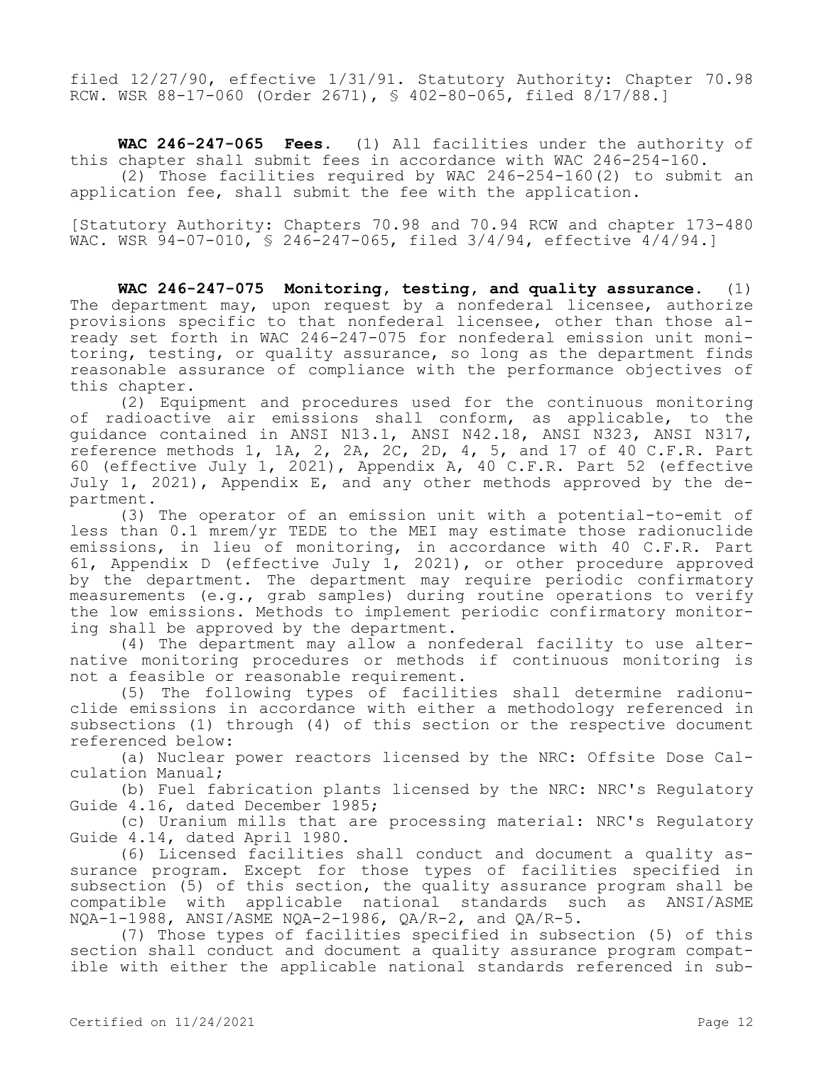filed 12/27/90, effective 1/31/91. Statutory Authority: Chapter 70.98 RCW. WSR 88-17-060 (Order 2671), § 402-80-065, filed 8/17/88.]

**WAC 246-247-065 Fees.** (1) All facilities under the authority of this chapter shall submit fees in accordance with WAC 246-254-160.

(2) Those facilities required by WAC 246-254-160(2) to submit an application fee, shall submit the fee with the application.

[Statutory Authority: Chapters 70.98 and 70.94 RCW and chapter 173-480 WAC. WSR 94-07-010, § 246-247-065, filed 3/4/94, effective 4/4/94.]

**WAC 246-247-075 Monitoring, testing, and quality assurance.** (1) The department may, upon request by a nonfederal licensee, authorize provisions specific to that nonfederal licensee, other than those already set forth in WAC 246-247-075 for nonfederal emission unit monitoring, testing, or quality assurance, so long as the department finds reasonable assurance of compliance with the performance objectives of this chapter.

(2) Equipment and procedures used for the continuous monitoring of radioactive air emissions shall conform, as applicable, to the guidance contained in ANSI N13.1, ANSI N42.18, ANSI N323, ANSI N317, reference methods 1, 1A, 2, 2A, 2C, 2D, 4, 5, and 17 of 40 C.F.R. Part 60 (effective July 1, 2021), Appendix A, 40 C.F.R. Part 52 (effective July 1, 2021), Appendix E, and any other methods approved by the department.

(3) The operator of an emission unit with a potential-to-emit of less than 0.1 mrem/yr TEDE to the MEI may estimate those radionuclide emissions, in lieu of monitoring, in accordance with 40 C.F.R. Part 61, Appendix D (effective July 1, 2021), or other procedure approved by the department. The department may require periodic confirmatory measurements (e.g., grab samples) during routine operations to verify the low emissions. Methods to implement periodic confirmatory monitoring shall be approved by the department.

(4) The department may allow a nonfederal facility to use alternative monitoring procedures or methods if continuous monitoring is not a feasible or reasonable requirement.

(5) The following types of facilities shall determine radionuclide emissions in accordance with either a methodology referenced in subsections (1) through (4) of this section or the respective document referenced below:

(a) Nuclear power reactors licensed by the NRC: Offsite Dose Calculation Manual;

(b) Fuel fabrication plants licensed by the NRC: NRC's Regulatory Guide 4.16, dated December 1985;

(c) Uranium mills that are processing material: NRC's Regulatory Guide 4.14, dated April 1980.

(6) Licensed facilities shall conduct and document a quality assurance program. Except for those types of facilities specified in subsection (5) of this section, the quality assurance program shall be compatible with applicable national standards such as ANSI/ASME NQA-1-1988, ANSI/ASME NQA-2-1986, QA/R-2, and QA/R-5.

(7) Those types of facilities specified in subsection (5) of this section shall conduct and document a quality assurance program compatible with either the applicable national standards referenced in sub-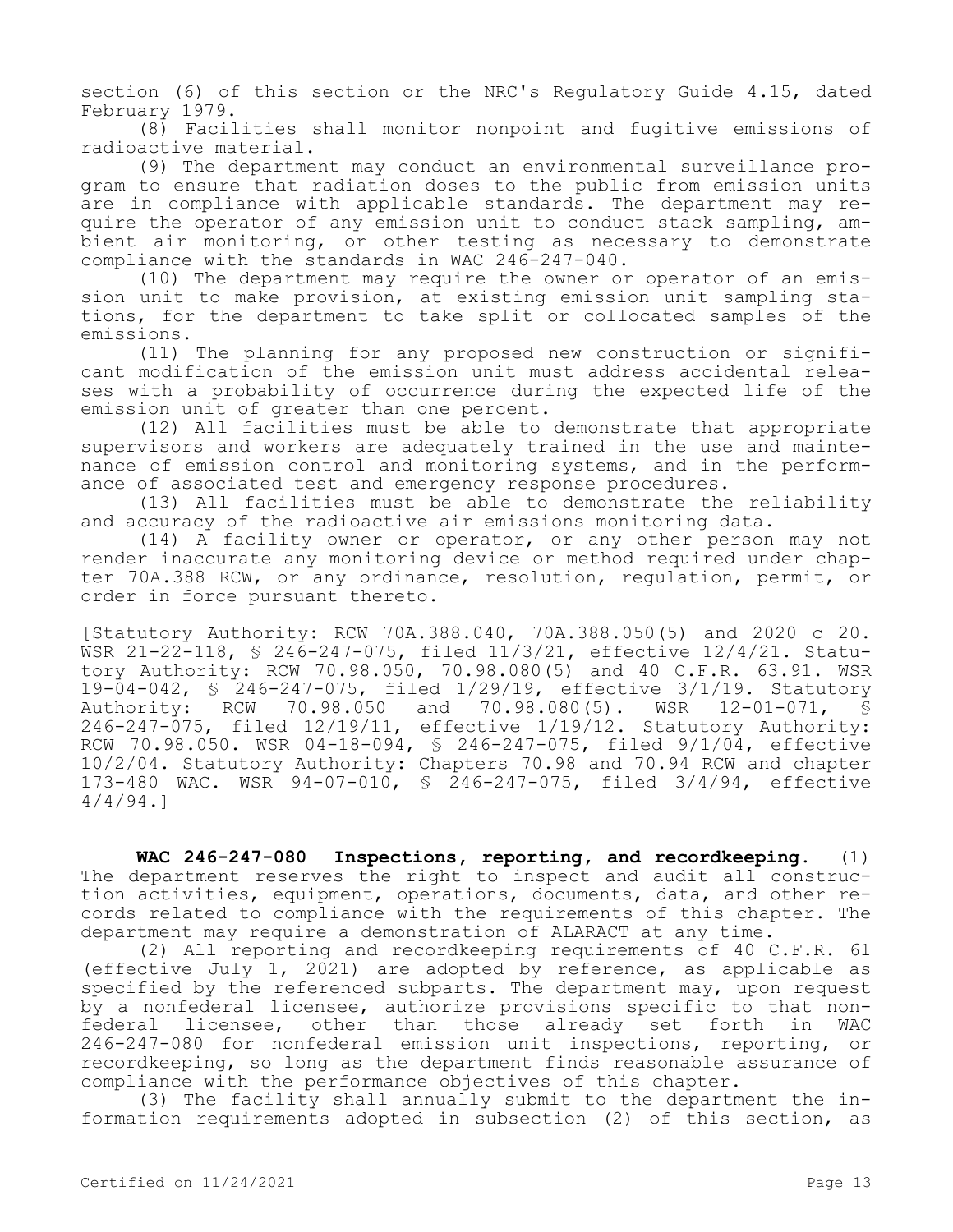section (6) of this section or the NRC's Regulatory Guide 4.15, dated February 1979.

(8) Facilities shall monitor nonpoint and fugitive emissions of radioactive material.

(9) The department may conduct an environmental surveillance program to ensure that radiation doses to the public from emission units are in compliance with applicable standards. The department may require the operator of any emission unit to conduct stack sampling, ambient air monitoring, or other testing as necessary to demonstrate compliance with the standards in WAC 246-247-040.

(10) The department may require the owner or operator of an emission unit to make provision, at existing emission unit sampling stations, for the department to take split or collocated samples of the emissions.

(11) The planning for any proposed new construction or significant modification of the emission unit must address accidental releases with a probability of occurrence during the expected life of the emission unit of greater than one percent.

(12) All facilities must be able to demonstrate that appropriate supervisors and workers are adequately trained in the use and maintenance of emission control and monitoring systems, and in the performance of associated test and emergency response procedures.

(13) All facilities must be able to demonstrate the reliability and accuracy of the radioactive air emissions monitoring data.

(14) A facility owner or operator, or any other person may not render inaccurate any monitoring device or method required under chapter 70A.388 RCW, or any ordinance, resolution, regulation, permit, or order in force pursuant thereto.

[Statutory Authority: RCW 70A.388.040, 70A.388.050(5) and 2020 c 20. WSR 21-22-118, § 246-247-075, filed 11/3/21, effective 12/4/21. Statutory Authority: RCW 70.98.050, 70.98.080(5) and 40 C.F.R. 63.91. WSR 19-04-042, § 246-247-075, filed 1/29/19, effective 3/1/19. Statutory Authority: RCW 70.98.050 and 70.98.080(5). WSR 12-01-071, § 246-247-075, filed 12/19/11, effective 1/19/12. Statutory Authority: RCW 70.98.050. WSR 04-18-094, § 246-247-075, filed 9/1/04, effective 10/2/04. Statutory Authority: Chapters 70.98 and 70.94 RCW and chapter 173-480 WAC. WSR 94-07-010, § 246-247-075, filed 3/4/94, effective 4/4/94.]

**WAC 246-247-080 Inspections, reporting, and recordkeeping.** (1) The department reserves the right to inspect and audit all construction activities, equipment, operations, documents, data, and other records related to compliance with the requirements of this chapter. The department may require a demonstration of ALARACT at any time.

(2) All reporting and recordkeeping requirements of 40 C.F.R. 61 (effective July 1, 2021) are adopted by reference, as applicable as specified by the referenced subparts. The department may, upon request by a nonfederal licensee, authorize provisions specific to that nonfederal licensee, other than those already set forth in WAC 246-247-080 for nonfederal emission unit inspections, reporting, or recordkeeping, so long as the department finds reasonable assurance of compliance with the performance objectives of this chapter.

(3) The facility shall annually submit to the department the information requirements adopted in subsection (2) of this section, as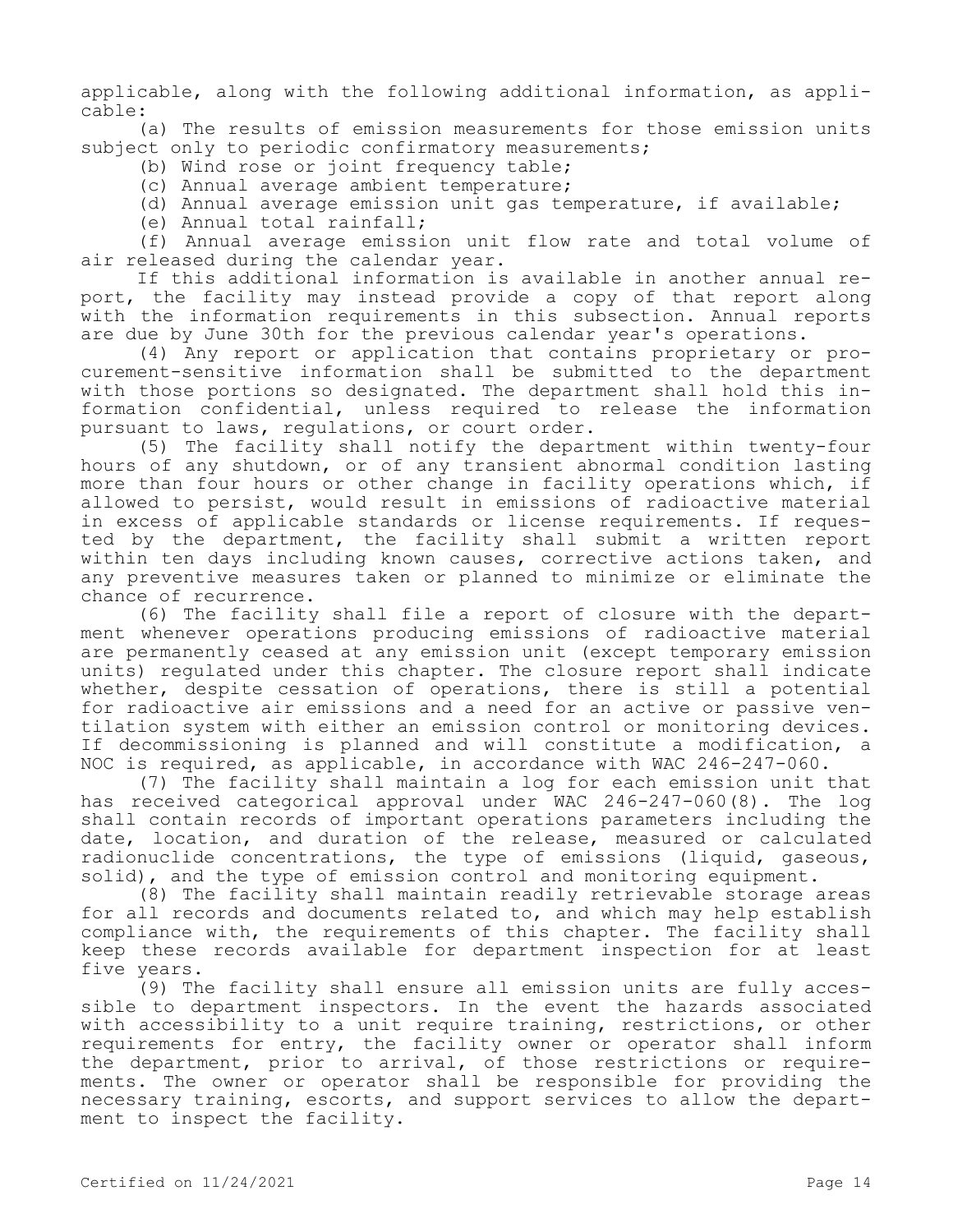applicable, along with the following additional information, as applicable:

(a) The results of emission measurements for those emission units subject only to periodic confirmatory measurements;

(b) Wind rose or joint frequency table;

(c) Annual average ambient temperature;

(d) Annual average emission unit gas temperature, if available;

(e) Annual total rainfall;

(f) Annual average emission unit flow rate and total volume of air released during the calendar year.

If this additional information is available in another annual report, the facility may instead provide a copy of that report along with the information requirements in this subsection. Annual reports are due by June 30th for the previous calendar year's operations.

(4) Any report or application that contains proprietary or procurement-sensitive information shall be submitted to the department with those portions so designated. The department shall hold this information confidential, unless required to release the information pursuant to laws, regulations, or court order.

(5) The facility shall notify the department within twenty-four hours of any shutdown, or of any transient abnormal condition lasting more than four hours or other change in facility operations which, if allowed to persist, would result in emissions of radioactive material in excess of applicable standards or license requirements. If requested by the department, the facility shall submit a written report within ten days including known causes, corrective actions taken, and any preventive measures taken or planned to minimize or eliminate the chance of recurrence.

(6) The facility shall file a report of closure with the department whenever operations producing emissions of radioactive material are permanently ceased at any emission unit (except temporary emission units) regulated under this chapter. The closure report shall indicate whether, despite cessation of operations, there is still a potential for radioactive air emissions and a need for an active or passive ventilation system with either an emission control or monitoring devices. If decommissioning is planned and will constitute a modification, a NOC is required, as applicable, in accordance with WAC 246-247-060.

(7) The facility shall maintain a log for each emission unit that has received categorical approval under WAC 246-247-060(8). The log shall contain records of important operations parameters including the date, location, and duration of the release, measured or calculated radionuclide concentrations, the type of emissions (liquid, gaseous, solid), and the type of emission control and monitoring equipment.

(8) The facility shall maintain readily retrievable storage areas for all records and documents related to, and which may help establish compliance with, the requirements of this chapter. The facility shall keep these records available for department inspection for at least five years.

(9) The facility shall ensure all emission units are fully accessible to department inspectors. In the event the hazards associated with accessibility to a unit require training, restrictions, or other requirements for entry, the facility owner or operator shall inform the department, prior to arrival, of those restrictions or requirements. The owner or operator shall be responsible for providing the necessary training, escorts, and support services to allow the department to inspect the facility.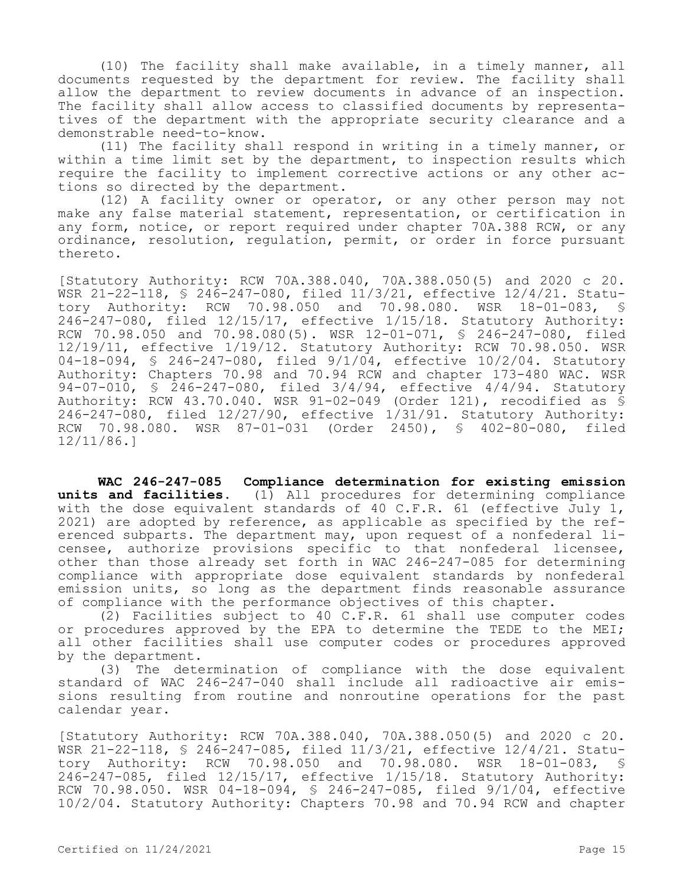(10) The facility shall make available, in a timely manner, all documents requested by the department for review. The facility shall allow the department to review documents in advance of an inspection. The facility shall allow access to classified documents by representatives of the department with the appropriate security clearance and a demonstrable need-to-know.

(11) The facility shall respond in writing in a timely manner, or within a time limit set by the department, to inspection results which require the facility to implement corrective actions or any other actions so directed by the department.

(12) A facility owner or operator, or any other person may not make any false material statement, representation, or certification in any form, notice, or report required under chapter 70A.388 RCW, or any ordinance, resolution, regulation, permit, or order in force pursuant thereto.

[Statutory Authority: RCW 70A.388.040, 70A.388.050(5) and 2020 c 20. WSR 21-22-118, § 246-247-080, filed 11/3/21, effective 12/4/21. Statutory Authority: RCW 70.98.050 and 70.98.080. WSR 18-01-083, § 246-247-080, filed 12/15/17, effective 1/15/18. Statutory Authority: RCW 70.98.050 and 70.98.080(5). WSR 12-01-071, § 246-247-080, filed 12/19/11, effective 1/19/12. Statutory Authority: RCW 70.98.050. WSR 04-18-094, § 246-247-080, filed 9/1/04, effective 10/2/04. Statutory Authority: Chapters 70.98 and 70.94 RCW and chapter 173-480 WAC. WSR 94-07-010, § 246-247-080, filed 3/4/94, effective 4/4/94. Statutory Authority: RCW 43.70.040. WSR 91-02-049 (Order 121), recodified as § 246-247-080, filed 12/27/90, effective 1/31/91. Statutory Authority: RCW 70.98.080. WSR 87-01-031 (Order 2450), § 402-80-080, filed 12/11/86.]

**WAC 246-247-085 Compliance determination for existing emission units and facilities.** (1) All procedures for determining compliance with the dose equivalent standards of 40 C.F.R. 61 (effective July 1, 2021) are adopted by reference, as applicable as specified by the referenced subparts. The department may, upon request of a nonfederal licensee, authorize provisions specific to that nonfederal licensee, other than those already set forth in WAC 246-247-085 for determining compliance with appropriate dose equivalent standards by nonfederal emission units, so long as the department finds reasonable assurance of compliance with the performance objectives of this chapter.

(2) Facilities subject to 40 C.F.R. 61 shall use computer codes or procedures approved by the EPA to determine the TEDE to the MEI; all other facilities shall use computer codes or procedures approved by the department.

(3) The determination of compliance with the dose equivalent standard of WAC 246-247-040 shall include all radioactive air emissions resulting from routine and nonroutine operations for the past calendar year.

[Statutory Authority: RCW 70A.388.040, 70A.388.050(5) and 2020 c 20. WSR 21-22-118, § 246-247-085, filed 11/3/21, effective 12/4/21. Statutory Authority: RCW 70.98.050 and 70.98.080. WSR 18-01-083, § 246-247-085, filed 12/15/17, effective 1/15/18. Statutory Authority: RCW 70.98.050. WSR 04-18-094, § 246-247-085, filed 9/1/04, effective 10/2/04. Statutory Authority: Chapters 70.98 and 70.94 RCW and chapter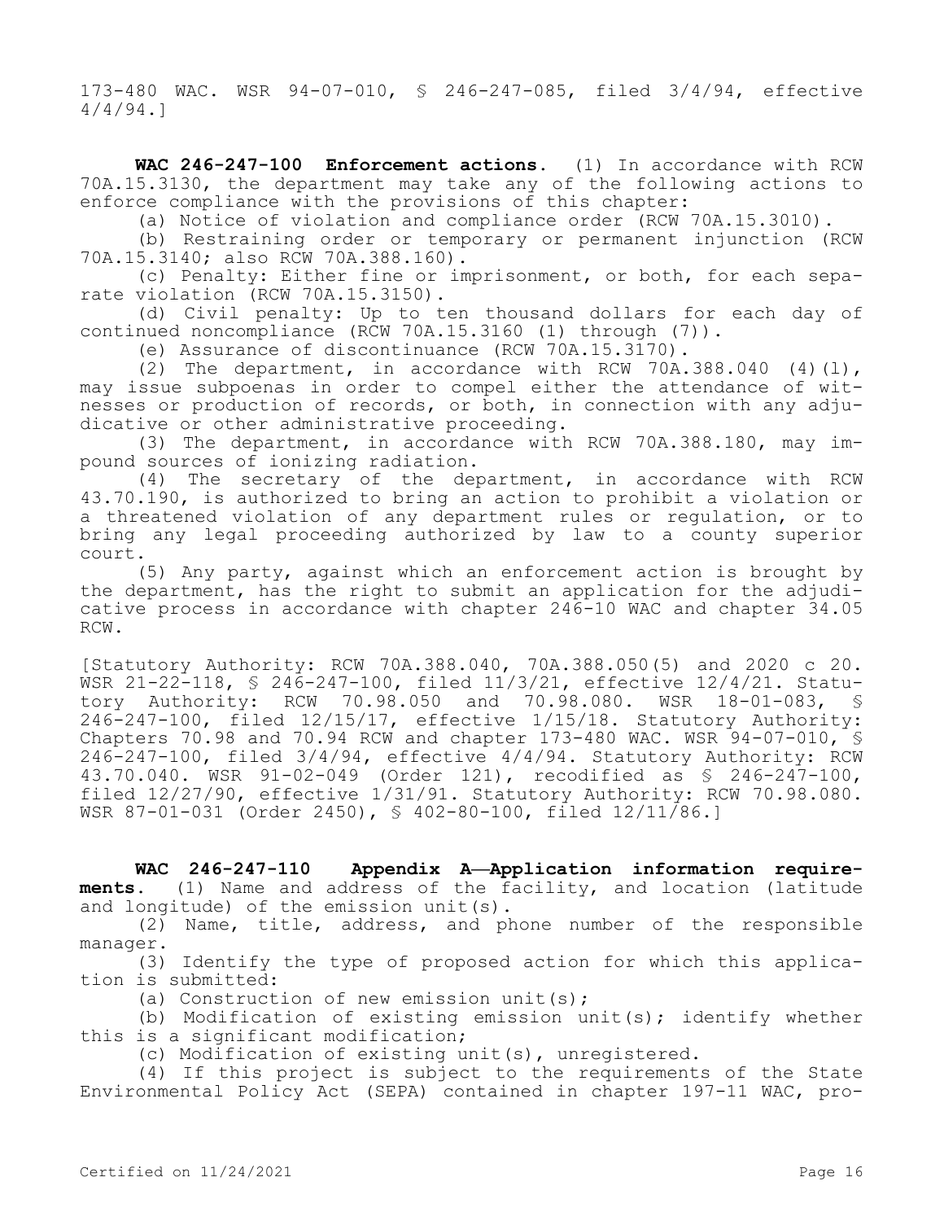173-480 WAC. WSR 94-07-010, § 246-247-085, filed 3/4/94, effective 4/4/94.]

**WAC 246-247-100 Enforcement actions.** (1) In accordance with RCW 70A.15.3130, the department may take any of the following actions to enforce compliance with the provisions of this chapter:

(a) Notice of violation and compliance order (RCW 70A.15.3010).

(b) Restraining order or temporary or permanent injunction (RCW 70A.15.3140; also RCW 70A.388.160).

(c) Penalty: Either fine or imprisonment, or both, for each separate violation (RCW 70A.15.3150).

(d) Civil penalty: Up to ten thousand dollars for each day of continued noncompliance (RCW 70A.15.3160 (1) through (7)).

(e) Assurance of discontinuance (RCW 70A.15.3170).

(2) The department, in accordance with RCW 70A.388.040 (4)(l), may issue subpoenas in order to compel either the attendance of witnesses or production of records, or both, in connection with any adjudicative or other administrative proceeding.

(3) The department, in accordance with RCW 70A.388.180, may impound sources of ionizing radiation.

(4) The secretary of the department, in accordance with RCW 43.70.190, is authorized to bring an action to prohibit a violation or a threatened violation of any department rules or regulation, or to bring any legal proceeding authorized by law to a county superior court.

(5) Any party, against which an enforcement action is brought by the department, has the right to submit an application for the adjudicative process in accordance with chapter 246-10 WAC and chapter 34.05 RCW.

[Statutory Authority: RCW 70A.388.040, 70A.388.050(5) and 2020 c 20. WSR 21-22-118, § 246-247-100, filed 11/3/21, effective 12/4/21. Statutory Authority: RCW 70.98.050 and 70.98.080. WSR 18-01-083, § 246-247-100, filed 12/15/17, effective 1/15/18. Statutory Authority: Chapters 70.98 and 70.94 RCW and chapter 173-480 WAC. WSR 94-07-010, § 246-247-100, filed 3/4/94, effective 4/4/94. Statutory Authority: RCW 43.70.040. WSR 91-02-049 (Order 121), recodified as § 246-247-100, filed 12/27/90, effective 1/31/91. Statutory Authority: RCW 70.98.080. WSR 87-01-031 (Order 2450), § 402-80-100, filed 12/11/86.]

**WAC 246-247-110 Appendix A—Application information requirements.** (1) Name and address of the facility, and location (latitude and longitude) of the emission unit(s).

(2) Name, title, address, and phone number of the responsible manager.

(3) Identify the type of proposed action for which this application is submitted:

(a) Construction of new emission unit(s);

(b) Modification of existing emission unit(s); identify whether this is a significant modification;

(c) Modification of existing unit(s), unregistered.

(4) If this project is subject to the requirements of the State Environmental Policy Act (SEPA) contained in chapter 197-11 WAC, pro-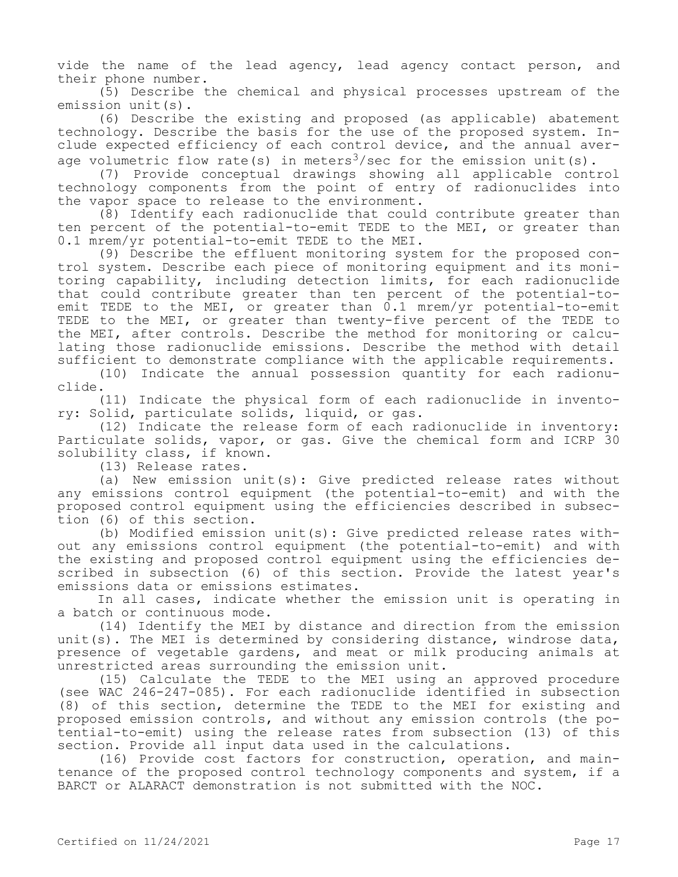vide the name of the lead agency, lead agency contact person, and their phone number.

(5) Describe the chemical and physical processes upstream of the emission unit(s).

(6) Describe the existing and proposed (as applicable) abatement technology. Describe the basis for the use of the proposed system. Include expected efficiency of each control device, and the annual average volumetric flow rate(s) in meters$^3$/sec for the emission unit(s).

(7) Provide conceptual drawings showing all applicable control technology components from the point of entry of radionuclides into the vapor space to release to the environment.

(8) Identify each radionuclide that could contribute greater than ten percent of the potential-to-emit TEDE to the MEI, or greater than 0.1 mrem/yr potential-to-emit TEDE to the MEI.

(9) Describe the effluent monitoring system for the proposed control system. Describe each piece of monitoring equipment and its monitoring capability, including detection limits, for each radionuclide that could contribute greater than ten percent of the potential-to-emit TEDE to the MEI, or greater than 0.1 mrem/yr potential-to-emit TEDE to the MEI, or greater than twenty-five percent of the TEDE to the MEI, after controls. Describe the method for monitoring or calculating those radionuclide emissions. Describe the method with detail sufficient to demonstrate compliance with the applicable requirements.

(10) Indicate the annual possession quantity for each radionuclide.

(11) Indicate the physical form of each radionuclide in inventory: Solid, particulate solids, liquid, or gas.

(12) Indicate the release form of each radionuclide in inventory: Particulate solids, vapor, or gas. Give the chemical form and ICRP 30 solubility class, if known.

(13) Release rates.

(a) New emission unit(s): Give predicted release rates without any emissions control equipment (the potential-to-emit) and with the proposed control equipment using the efficiencies described in subsection (6) of this section.

(b) Modified emission unit(s): Give predicted release rates without any emissions control equipment (the potential-to-emit) and with the existing and proposed control equipment using the efficiencies described in subsection (6) of this section. Provide the latest year's emissions data or emissions estimates.

In all cases, indicate whether the emission unit is operating in a batch or continuous mode.

(14) Identify the MEI by distance and direction from the emission unit(s). The MEI is determined by considering distance, windrose data, presence of vegetable gardens, and meat or milk producing animals at unrestricted areas surrounding the emission unit.

(15) Calculate the TEDE to the MEI using an approved procedure (see WAC 246-247-085). For each radionuclide identified in subsection (8) of this section, determine the TEDE to the MEI for existing and proposed emission controls, and without any emission controls (the potential-to-emit) using the release rates from subsection (13) of this section. Provide all input data used in the calculations.

(16) Provide cost factors for construction, operation, and maintenance of the proposed control technology components and system, if a BARCT or ALARACT demonstration is not submitted with the NOC.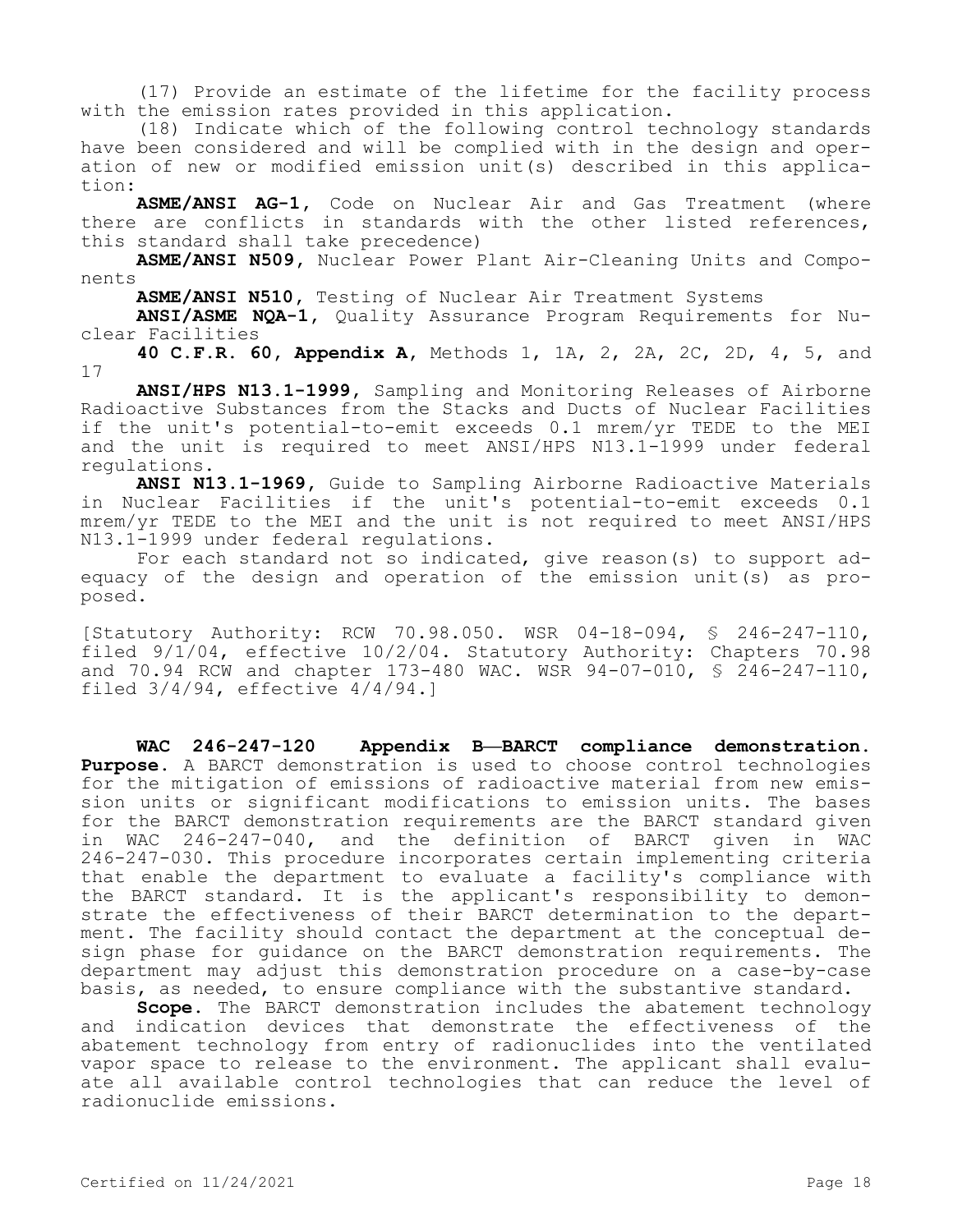(17) Provide an estimate of the lifetime for the facility process with the emission rates provided in this application.

(18) Indicate which of the following control technology standards have been considered and will be complied with in the design and operation of new or modified emission unit(s) described in this application:

**ASME/ANSI AG-1**, Code on Nuclear Air and Gas Treatment (where there are conflicts in standards with the other listed references, this standard shall take precedence)

**ASME/ANSI N509**, Nuclear Power Plant Air-Cleaning Units and Components

**ASME/ANSI N510**, Testing of Nuclear Air Treatment Systems

**ANSI/ASME NQA-1**, Quality Assurance Program Requirements for Nuclear Facilities

**40 C.F.R. 60, Appendix A**, Methods 1, 1A, 2, 2A, 2C, 2D, 4, 5, and 17

**ANSI/HPS N13.1-1999**, Sampling and Monitoring Releases of Airborne Radioactive Substances from the Stacks and Ducts of Nuclear Facilities if the unit's potential-to-emit exceeds 0.1 mrem/yr TEDE to the MEI and the unit is required to meet ANSI/HPS N13.1-1999 under federal regulations.

**ANSI N13.1-1969**, Guide to Sampling Airborne Radioactive Materials in Nuclear Facilities if the unit's potential-to-emit exceeds 0.1 mrem/yr TEDE to the MEI and the unit is not required to meet ANSI/HPS N13.1-1999 under federal regulations.

For each standard not so indicated, give reason(s) to support adequacy of the design and operation of the emission unit(s) as proposed.

[Statutory Authority: RCW 70.98.050. WSR 04-18-094, § 246-247-110, filed 9/1/04, effective 10/2/04. Statutory Authority: Chapters 70.98 and 70.94 RCW and chapter 173-480 WAC. WSR 94-07-010, § 246-247-110, filed 3/4/94, effective 4/4/94.]

**WAC 246-247-120 Appendix B—BARCT compliance demonstration.** **Purpose.** A BARCT demonstration is used to choose control technologies for the mitigation of emissions of radioactive material from new emission units or significant modifications to emission units. The bases for the BARCT demonstration requirements are the BARCT standard given in WAC 246-247-040, and the definition of BARCT given in WAC 246-247-030. This procedure incorporates certain implementing criteria that enable the department to evaluate a facility's compliance with the BARCT standard. It is the applicant's responsibility to demonstrate the effectiveness of their BARCT determination to the department. The facility should contact the department at the conceptual design phase for guidance on the BARCT demonstration requirements. The department may adjust this demonstration procedure on a case-by-case basis, as needed, to ensure compliance with the substantive standard.

**Scope.** The BARCT demonstration includes the abatement technology and indication devices that demonstrate the effectiveness of the abatement technology from entry of radionuclides into the ventilated vapor space to release to the environment. The applicant shall evaluate all available control technologies that can reduce the level of radionuclide emissions.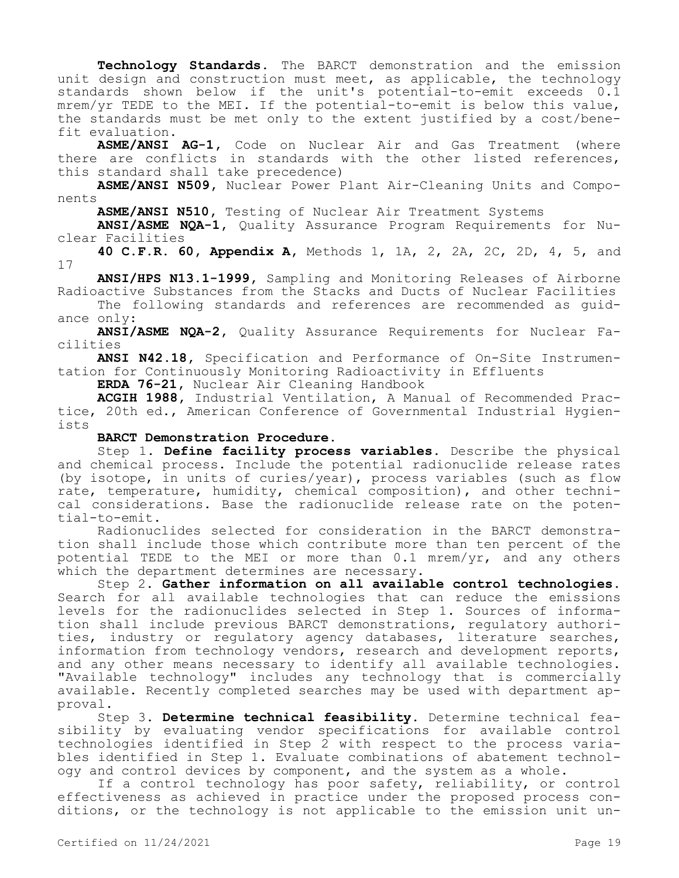**Technology Standards.** The BARCT demonstration and the emission unit design and construction must meet, as applicable, the technology standards shown below if the unit's potential-to-emit exceeds 0.1 mrem/yr TEDE to the MEI. If the potential-to-emit is below this value, the standards must be met only to the extent justified by a cost/benefit evaluation.

**ASME/ANSI AG-1**, Code on Nuclear Air and Gas Treatment (where there are conflicts in standards with the other listed references, this standard shall take precedence)

**ASME/ANSI N509**, Nuclear Power Plant Air-Cleaning Units and Components

**ASME/ANSI N510**, Testing of Nuclear Air Treatment Systems

**ANSI/ASME NQA-1**, Quality Assurance Program Requirements for Nuclear Facilities

**40 C.F.R. 60, Appendix A**, Methods 1, 1A, 2, 2A, 2C, 2D, 4, 5, and 17

**ANSI/HPS N13.1-1999**, Sampling and Monitoring Releases of Airborne Radioactive Substances from the Stacks and Ducts of Nuclear Facilities

The following standards and references are recommended as guidance only:

**ANSI/ASME NQA-2**, Quality Assurance Requirements for Nuclear Facilities

**ANSI N42.18**, Specification and Performance of On-Site Instrumentation for Continuously Monitoring Radioactivity in Effluents

**ERDA 76-21**, Nuclear Air Cleaning Handbook

**ACGIH 1988**, Industrial Ventilation, A Manual of Recommended Practice, 20th ed., American Conference of Governmental Industrial Hygienists

**BARCT Demonstration Procedure.**

Step 1. **Define facility process variables.** Describe the physical and chemical process. Include the potential radionuclide release rates (by isotope, in units of curies/year), process variables (such as flow rate, temperature, humidity, chemical composition), and other technical considerations. Base the radionuclide release rate on the potential-to-emit.

Radionuclides selected for consideration in the BARCT demonstration shall include those which contribute more than ten percent of the potential TEDE to the MEI or more than 0.1 mrem/yr, and any others which the department determines are necessary.

Step 2. **Gather information on all available control technologies.** Search for all available technologies that can reduce the emissions levels for the radionuclides selected in Step 1. Sources of information shall include previous BARCT demonstrations, regulatory authorities, industry or regulatory agency databases, literature searches, information from technology vendors, research and development reports, and any other means necessary to identify all available technologies. "Available technology" includes any technology that is commercially available. Recently completed searches may be used with department approval.

Step 3. **Determine technical feasibility.** Determine technical feasibility by evaluating vendor specifications for available control technologies identified in Step 2 with respect to the process variables identified in Step 1. Evaluate combinations of abatement technology and control devices by component, and the system as a whole.

If a control technology has poor safety, reliability, or control effectiveness as achieved in practice under the proposed process conditions, or the technology is not applicable to the emission unit un-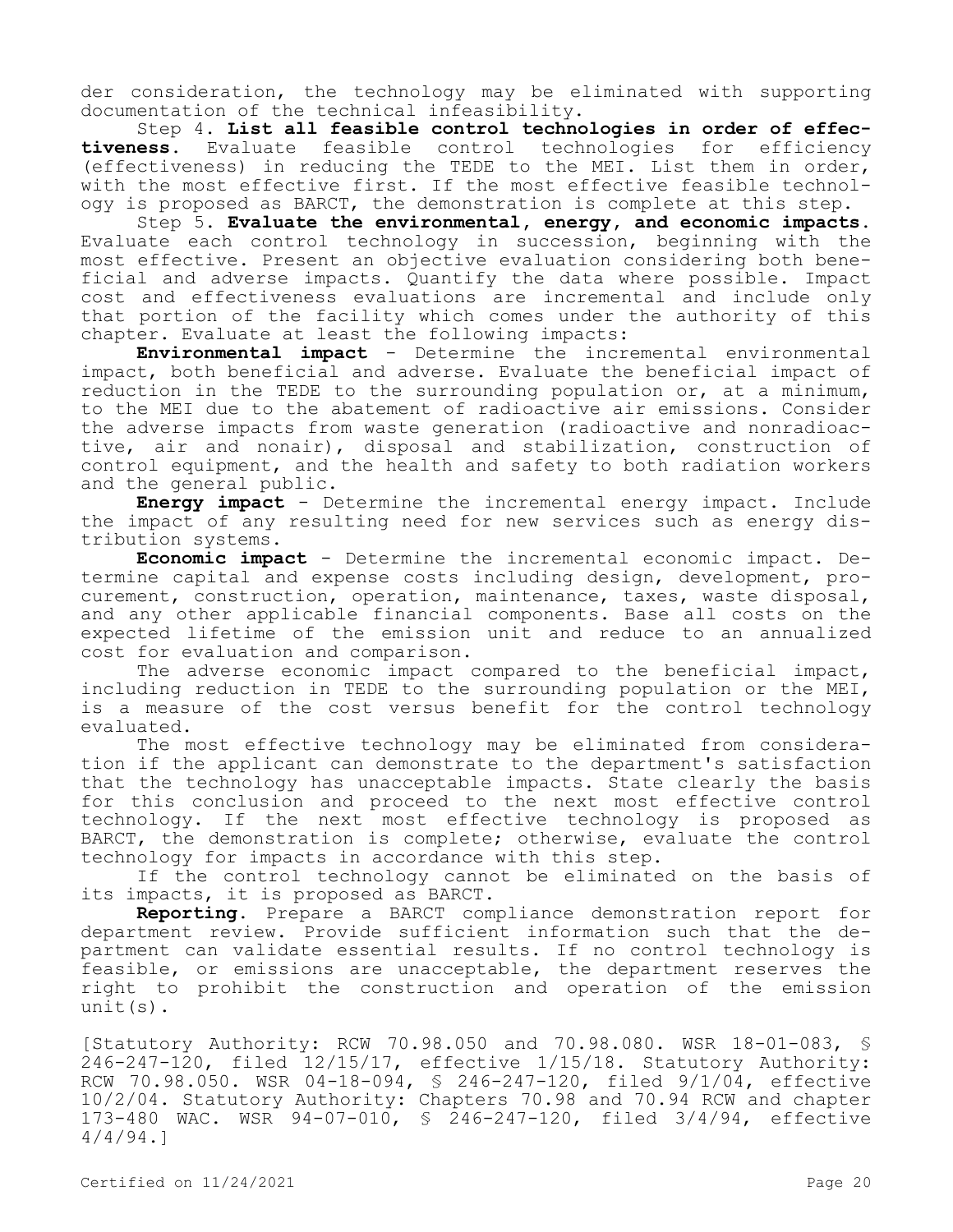der consideration, the technology may be eliminated with supporting documentation of the technical infeasibility.

Step 4. **List all feasible control technologies in order of effectiveness.** Evaluate feasible control technologies for efficiency (effectiveness) in reducing the TEDE to the MEI. List them in order, with the most effective first. If the most effective feasible technology is proposed as BARCT, the demonstration is complete at this step.

Step 5. **Evaluate the environmental, energy, and economic impacts.** Evaluate each control technology in succession, beginning with the most effective. Present an objective evaluation considering both beneficial and adverse impacts. Quantify the data where possible. Impact cost and effectiveness evaluations are incremental and include only that portion of the facility which comes under the authority of this chapter. Evaluate at least the following impacts:

**Environmental impact** - Determine the incremental environmental impact, both beneficial and adverse. Evaluate the beneficial impact of reduction in the TEDE to the surrounding population or, at a minimum, to the MEI due to the abatement of radioactive air emissions. Consider the adverse impacts from waste generation (radioactive and nonradioactive, air and nonair), disposal and stabilization, construction of control equipment, and the health and safety to both radiation workers and the general public.

**Energy impact** - Determine the incremental energy impact. Include the impact of any resulting need for new services such as energy distribution systems.

**Economic impact** - Determine the incremental economic impact. Determine capital and expense costs including design, development, procurement, construction, operation, maintenance, taxes, waste disposal, and any other applicable financial components. Base all costs on the expected lifetime of the emission unit and reduce to an annualized cost for evaluation and comparison.

The adverse economic impact compared to the beneficial impact, including reduction in TEDE to the surrounding population or the MEI, is a measure of the cost versus benefit for the control technology evaluated.

The most effective technology may be eliminated from consideration if the applicant can demonstrate to the department's satisfaction that the technology has unacceptable impacts. State clearly the basis for this conclusion and proceed to the next most effective control technology. If the next most effective technology is proposed as BARCT, the demonstration is complete; otherwise, evaluate the control technology for impacts in accordance with this step.

If the control technology cannot be eliminated on the basis of its impacts, it is proposed as BARCT.

**Reporting.** Prepare a BARCT compliance demonstration report for department review. Provide sufficient information such that the department can validate essential results. If no control technology is feasible, or emissions are unacceptable, the department reserves the right to prohibit the construction and operation of the emission unit(s).

[Statutory Authority: RCW 70.98.050 and 70.98.080. WSR 18-01-083, § 246-247-120, filed 12/15/17, effective 1/15/18. Statutory Authority: RCW 70.98.050. WSR 04-18-094, § 246-247-120, filed 9/1/04, effective 10/2/04. Statutory Authority: Chapters 70.98 and 70.94 RCW and chapter 173-480 WAC. WSR 94-07-010, § 246-247-120, filed 3/4/94, effective 4/4/94.]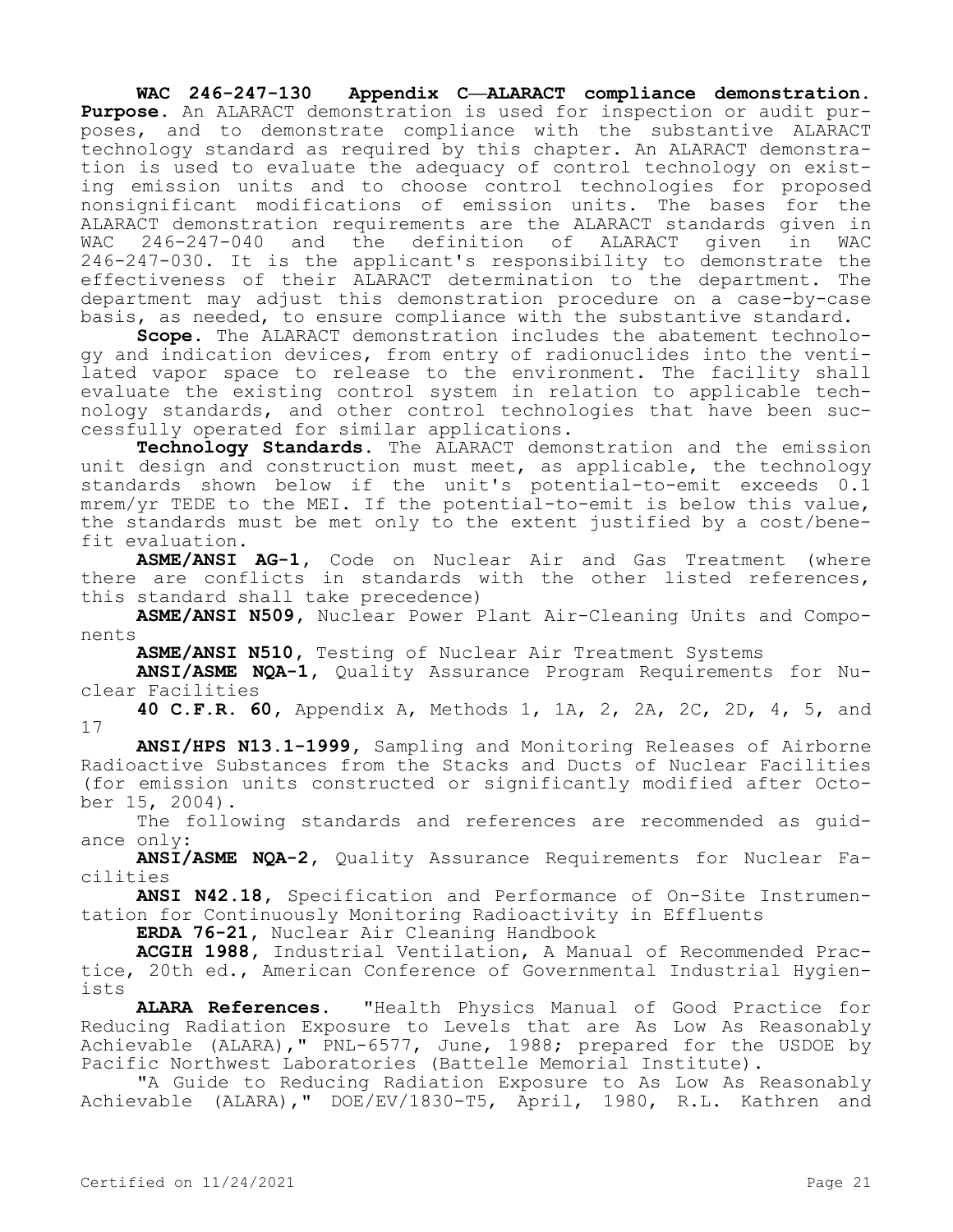**WAC 246-247-130 Appendix C—ALARACT compliance demonstration.** **Purpose.** An ALARACT demonstration is used for inspection or audit purposes, and to demonstrate compliance with the substantive ALARACT technology standard as required by this chapter. An ALARACT demonstration is used to evaluate the adequacy of control technology on existing emission units and to choose control technologies for proposed nonsignificant modifications of emission units. The bases for the ALARACT demonstration requirements are the ALARACT standards given in WAC 246-247-040 and the definition of ALARACT given in WAC 246-247-030. It is the applicant's responsibility to demonstrate the effectiveness of their ALARACT determination to the department. The department may adjust this demonstration procedure on a case-by-case basis, as needed, to ensure compliance with the substantive standard.

**Scope.** The ALARACT demonstration includes the abatement technology and indication devices, from entry of radionuclides into the ventilated vapor space to release to the environment. The facility shall evaluate the existing control system in relation to applicable technology standards, and other control technologies that have been successfully operated for similar applications.

**Technology Standards.** The ALARACT demonstration and the emission unit design and construction must meet, as applicable, the technology standards shown below if the unit's potential-to-emit exceeds 0.1 mrem/yr TEDE to the MEI. If the potential-to-emit is below this value, the standards must be met only to the extent justified by a cost/benefit evaluation.

**ASME/ANSI AG-1**, Code on Nuclear Air and Gas Treatment (where there are conflicts in standards with the other listed references, this standard shall take precedence)

**ASME/ANSI N509**, Nuclear Power Plant Air-Cleaning Units and Components

**ASME/ANSI N510**, Testing of Nuclear Air Treatment Systems

**ANSI/ASME NQA-1**, Quality Assurance Program Requirements for Nuclear Facilities

**40 C.F.R. 60**, Appendix A, Methods 1, 1A, 2, 2A, 2C, 2D, 4, 5, and 17

**ANSI/HPS N13.1-1999**, Sampling and Monitoring Releases of Airborne Radioactive Substances from the Stacks and Ducts of Nuclear Facilities (for emission units constructed or significantly modified after October 15, 2004).

The following standards and references are recommended as guidance only:

**ANSI/ASME NQA-2**, Quality Assurance Requirements for Nuclear Facilities

**ANSI N42.18**, Specification and Performance of On-Site Instrumentation for Continuously Monitoring Radioactivity in Effluents

**ERDA 76-21**, Nuclear Air Cleaning Handbook

**ACGIH 1988**, Industrial Ventilation, A Manual of Recommended Practice, 20th ed., American Conference of Governmental Industrial Hygienists

**ALARA References.** "Health Physics Manual of Good Practice for Reducing Radiation Exposure to Levels that are As Low As Reasonably Achievable (ALARA)," PNL-6577, June, 1988; prepared for the USDOE by Pacific Northwest Laboratories (Battelle Memorial Institute).

"A Guide to Reducing Radiation Exposure to As Low As Reasonably Achievable (ALARA)," DOE/EV/1830-T5, April, 1980, R.L. Kathren and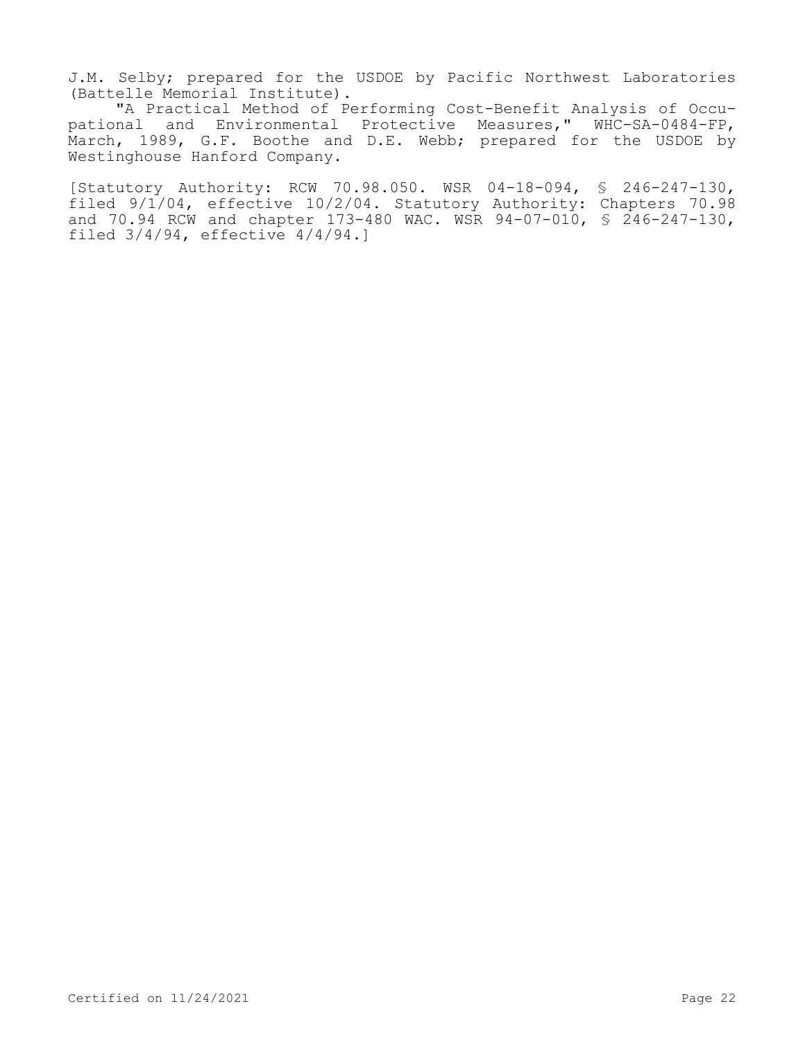J.M. Selby; prepared for the USDOE by Pacific Northwest Laboratories (Battelle Memorial Institute).

"A Practical Method of Performing Cost-Benefit Analysis of Occupational and Environmental Protective Measures," WHC-SA-0484-FP, March, 1989, G.F. Boothe and D.E. Webb; prepared for the USDOE by Westinghouse Hanford Company.

[Statutory Authority: RCW 70.98.050. WSR 04-18-094, § 246-247-130, filed 9/1/04, effective 10/2/04. Statutory Authority: Chapters 70.98 and 70.94 RCW and chapter 173-480 WAC. WSR 94-07-010, § 246-247-130, filed 3/4/94, effective 4/4/94.]